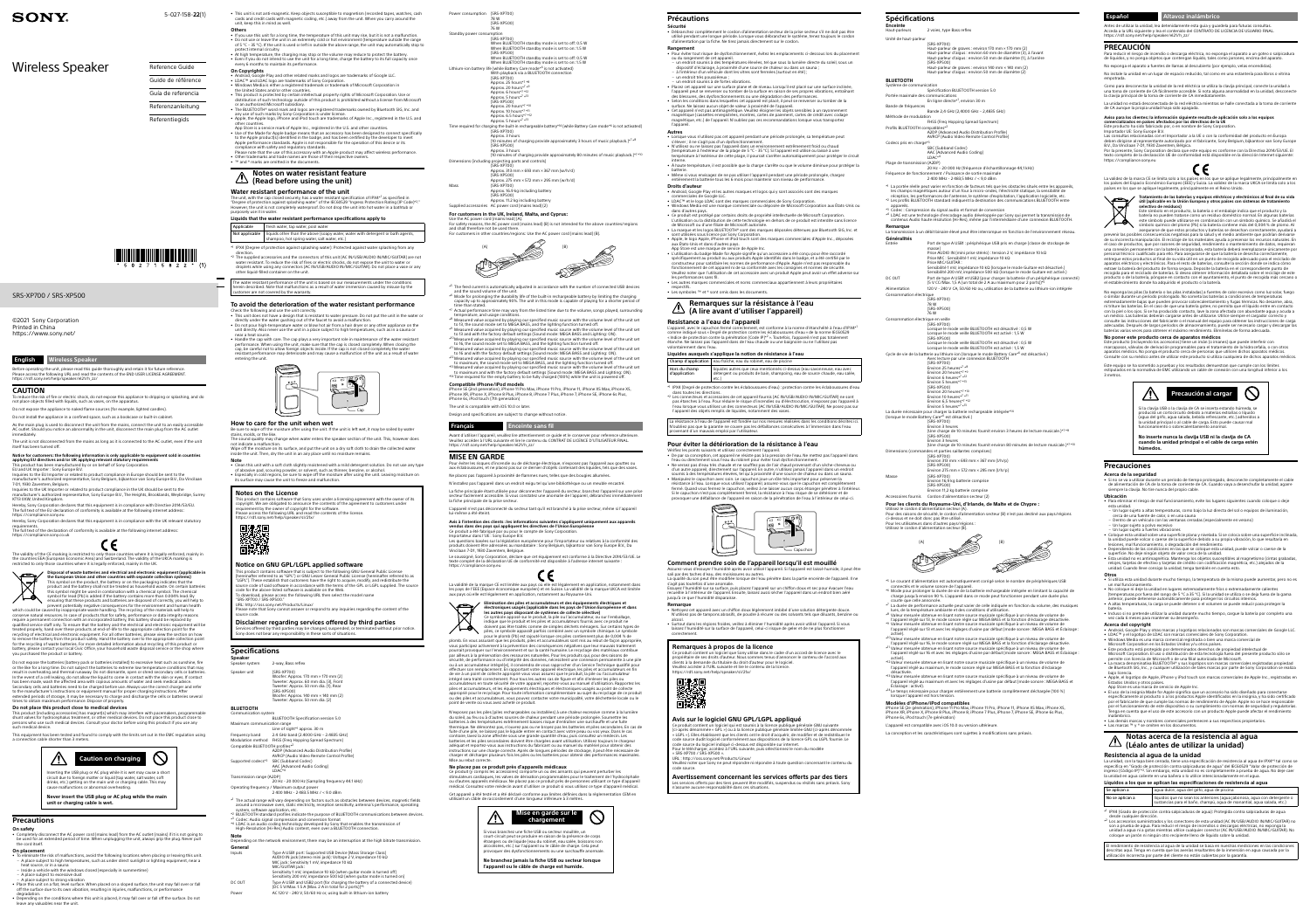SONY

5-027-158-**22**(1)

# Wireless Speaker

Reference Guide

Guide de référence

Guía de referencia

Referenzanleitung

Referentiegids

SRS-XP700 / SRS-XP500

©2021 Sony Corporation
Printed in China
https://www.sony.net/

## English — Wireless Speaker

Before operating the unit, please read this guide thoroughly and retain it for future reference. Please access the following URL and read the contents of the END USER LICENSE AGREEMENT. https://rd1.sony.net/help/speaker/eula21/h_zz/

### CAUTION

To reduce the risk of fire or electric shock, do not expose this appliance to dripping or splashing, and do not place objects filled with liquids, such as vases, on the appliance.

Do not expose the appliance to naked flame sources (for example, lighted candles).

Do not install the appliance in a confined space, such as a bookcase or built-in cabinet.

As the main plug is used to disconnect the unit from the mains, connect the unit to an easily accessible AC outlet. Should you notice an abnormality in the unit, disconnect the main plug from the AC outlet immediately.

The unit is not disconnected from the mains as long as it is connected to the AC outlet, even if the unit itself has been turned off.

**Notice for customers: the following information is only applicable to equipment sold in countries applying EU directives and/or UK regulatory enacted statutory requirements**

This product has been manufactured by or on behalf of Sony Corporation.

EU Importer: Sony Europe B.V.

Inquiries to the EU Importer or related to product compliance in Europe should be sent to the manufacturer's authorized representative, Sony Belgium, bijkantoor van Sony Europe B.V., Da Vincilaan 7-D1, 1930 Zaventem, Belgium.

Inquiries to the UK Importer or related to product compliance in the UK should be sent to the manufacturer's authorized representative, Sony Europe B.V., The Heights, Brooklands, Weybridge, Surrey KT13 0XW, United Kingdom.

Hereby, Sony Corporation declares that this equipment is in compliance with Directive 2014/53/EU. The full text of the EU declaration of conformity is available at the following internet address: https://compliance.sony.eu

Hereby, Sony Corporation declares that this equipment is in compliance with the UK statutory requirements.

The full text of the declaration of conformity is available at the following internet address: https://compliance.sony.co.uk

The validity of the CE marking is restricted to only those countries where it is legally enforced, mainly in the countries EEA (European Economic Area) and Switzerland. The validity of the UKCA marking is restricted to only those countries where it is legally enforced, mainly in the UK.

**Disposal of waste batteries and electrical and electronic equipment (applicable in the European Union and other countries with separate collection systems)**

This symbol on the product, the battery or on the packaging indicates that the product and the battery shall not be treated as household waste. On certain batteries this symbol might be used in combination with a chemical symbol. The chemical symbols for lead (Pb) is added if the battery contains more than 0.004% lead. By ensuring that these products and batteries are disposed of correctly, you will help to prevent potentially negative consequences for the environment and human health which could be caused by inappropriate waste handling. The recycling of the materials will help to conserve natural resources. In case of products that for safety, performance or data integrity reasons require a permanent connection with an incorporated battery, this battery should be replaced by qualified service staff only. To ensure that the battery and the electrical and electronic equipment will be treated properly, hand over these products at end-of-life to the appropriate collection point for the recycling of electrical and electronic equipment. For all other batteries, please view the section on how to remove the battery from the product safely. Hand the battery over to the appropriate collection point for the recycling of waste batteries. For more detailed information about recycling of this product or battery, please contact your local Civic Office, your household waste disposal service or the shop where you purchased the product or battery.

Do not expose the batteries (battery pack or batteries installed) to excessive heat such as sunshine, fire or the like for a long time. Do not subject the batteries to extreme low temperature conditions that may result in overheating and thermal runaway. Do not dismantle, open or shred secondary cells or batteries. In the event of a cell leaking, do not allow the liquid to come in contact with the skin or eyes. If contact has been made, wash the affected area with copious amounts of water and seek medical advice. Secondary cells and batteries need to be charged before use. Always use the correct charger and refer to the manufacturer's instructions or equipment manual for proper charging instructions. After extended periods of storage, it may be necessary to charge and discharge the cells or batteries several times to obtain maximum performance. Dispose of properly.

**Do not place this product close to medical devices**

This product (including accessories) has magnet(s) which may interfere with pacemakers, programmable shunt valves for hydrocephalus treatment, or other medical devices. Do not place this product close to persons who use such medical devices. Consult your doctor before using this product if you use any such medical device.

This equipment has been tested and found to comply with the limits set out in the EMC regulation using a connection cable shorter than 3 meters.

**Caution on charging**

Inserting the USB plug or AC plug while it is wet may cause a short circuit due to foreign matter or liquid (tap water, salt water, soft drinks, etc.) getting on the plug or inside the unit, and may cause malfunctions or abnormal overheating.

**Never insert the USB plug or AC plug while the main unit or charging cable is wet.**

### Precautions

**On safety**

- Completely disconnect the AC power cord (mains lead) from the AC outlet (mains) if it is not going to be used for an extended period of time. When unplugging the unit, always grasp the plug. Never pull the cord itself.

**On placement**

- To eliminate the risk of malfunctions, avoid the following locations when placing or leaving this unit:
  – A place subject to high temperatures, such as under direct sunlight or lighting equipment, near a heat source, or in a sauna
  – Inside a vehicle with the windows closed (especially in summertime)
  – A place subject to excessive dust
  – A place subject to strong vibration
- Place this unit on a flat, level surface. When placed on a sloped surface, the unit may fall over or fall off the surface due to its own vibration, resulting in injuries, malfunctions, or performance degradation.
- Depending on the conditions where this unit is placed, it may fall over or fall off the surface. Do not leave any valuables near the unit.
- This unit is not anti-magnetic. Keep objects susceptible to magnetism (recorded tapes, watches, cash cards and credit cards with magnetic coding, etc.) away from the unit. When you carry around the unit, keep this in mind as well.

**Others**

- If you use this unit for a long time, the temperature of this unit may rise, but it is not a malfunction.
- Do not use or leave the unit in an extremely cold or hot environment (temperature outside the range of 5 °C – 45 °C). If the unit is used or left outside the above range, the unit may automatically stop to protect internal circuitry.
- At high temperatures, the charging may stop or the volume may reduce to protect the battery.
- Even if you do not intend to use the unit for a long time, charge the battery to its full capacity once every 6 months to maintain its performance.

**On Copyrights**

- Android, Google Play and other related marks and logos are trademarks of Google LLC.
- LDAC™ and LDAC logo are trademarks of Sony Corporation.
- Windows Media is either a registered trademark or trademark of Microsoft Corporation in the United States and/or other countries.
- This product is protected by certain intellectual property rights of Microsoft Corporation. Use or distribution of such technology outside of this product is prohibited without a license from Microsoft or an authorized Microsoft subsidiary.
- The BLUETOOTH® word mark and logos are registered trademarks owned by Bluetooth SIG, Inc. and any use of such marks by Sony Corporation is under license.
- Apple, the Apple logo, iPhone and iPod touch are trademarks of Apple Inc., registered in the U.S. and other countries.
- App Store is a service mark of Apple Inc., registered in the U.S. and other countries.
- Use of the Made for Apple badge means that an accessory has been designed to connect specifically to the Apple product(s) identified in the badge, and has been certified by the developer to meet Apple performance standards. Apple is not responsible for the operation of this device or its compliance with safety and regulatory standards.

  Please note that the use of this accessory with an Apple product may affect wireless performance.
- Other trademarks and trade names are those of their respective owners.
- ™ and ® marks are omitted in the documents.

### Notes on water resistant feature (Read before using the unit)

**Water resistant performance of the unit**

The unit, with the cap closed securely, has a water resistant specification of IPX4*¹ as specified in "Degrees of protection against splashing water" of IEC 60529 "Degrees of protection provided by enclosures (IP Code)"*². However, the unit is not completely waterproof. Do not drop the unit into hot water in a bathtub or purposely use it in water.

**Liquids that the water resistant performance specifications apply to**

| Applicable | Fresh water, tap water, pool water |
|---|---|
| Not applicable | Liquids other than the above (soapy water, water with detergent or bath agents, shampoo, hot spring water, salt water, etc.) |

*¹ IPX4 (Degree of protection against splashing water): Protected against water splashing from any direction.

*² The supplied accessories and the connectors of the unit (AC IN/USB/AUDIO IN/MIC/GUITAR) are not water resistant. To reduce the risk of fire or electric shock, do not expose the unit to water or droplets while using any connectors (AC IN/USB/AUDIO IN/MIC/GUITAR). Do not place vases or any other liquid-filled container on the unit.

The water resistant performance of the unit is based on our measurements under the conditions herein described. Note that malfunctions as a result of water immersion caused by misuse by the customer are not covered by the warranty.

**To avoid the deterioration of the water resistant performance**

Check the following and use the unit correctly.

- The unit does not have a design that is resistant to water pressure. Do not put the unit in the water or directly under the water gushing out of the faucet to avoid a malfunction.
- Do not put high temperature water or blow hot air from a hair dryer or any other appliance on the unit directly, and never use the unit in a place subject to high temperatures, such as in a sauna or near a heat source.
- Handle the cap with care. The cap plays a very important role in maintenance of the water resistant performance. When using the unit, make sure that the cap is closed completely. When closing the cap, be careful not to allow foreign objects inside the cap. If the cap is not closed completely, the water resistant performance may deteriorate and may cause a malfunction of the unit as a result of water entering the unit.

**How to care for the unit when wet**

Be sure to wipe off the moisture after using the unit. If the unit is left wet, it may be soiled by water stains, molds, or the like.

The sound quality may change when water enters the speaker section of the unit. This, however, does not indicate a malfunction.

Wipe off the moisture on its surface, and put the unit on a dry soft cloth to drain the collected water inside the unit. Then, dry the unit in an any place until no moisture remains.

**Note**

- Clean this unit with a soft cloth slightly moistened with a mild detergent solution. Do not use any type of abrasive pad, scouring powder, or solvent, such as thinner, benzine, or alcohol.
- Especially in cold regions, be careful of moisture after using the unit. Leaving moisture on its surface may cause the unit to freeze and malfunction.

### Notes on the License

This product contains software that Sony uses under a licensing agreement with the owner of its copyright. We are obligated to announce the contents of the agreement to customers under requirement by the owner of copyright for the software.

Please access the following URL and read the contents of the license.
https://rd1.sony.net/help/speaker/oss21s/

### Notes on GNU GPL/LGPL applied software

This product contains software that is subject to the following GNU General Public License (hereinafter referred to as "GPL") or GNU Lesser General Public License (hereinafter referred to as "LGPL"). These establish that customers have the right to acquire, modify, and redistribute the source code of said software in accordance with the terms of the GPL or LGPL supplied. The source code for the above-listed software is available on the Web.

To download, please access the following URL then select the model name "SRS-XP700 / SRS-XP500".

URL: http://oss.sony.net/Products/Linux/

Please note that Sony cannot answer or respond to any inquiries regarding the content of the source code.

### Disclaimer regarding services offered by third parties

Services offered by third parties may be changed, suspended, or terminated without prior notice. Sony does not bear any responsibility in these sorts of situations.

### Specifications

**Speaker**

Speaker system: 2-way, Bass reflex

Speaker unit:
[SRS-XP700]
Woofer: Approx. 170 mm × 170 mm (2)
Tweeter: Approx. 60 mm dia. (4), Front
Tweeter: Approx. 50 mm dia. (1), Rear
[SRS-XP500]
Woofer: Approx. 140 mm × 140 mm (2)
Tweeter: Approx. 50 mm dia. (2)

**BLUETOOTH**

Communication system: BLUETOOTH Specification version 5.0

Maximum communication range: Line of sight*¹ approx. 30 m

Frequency band: 2.4 GHz band (2.4000 GHz – 2.4835 GHz)

Modulation method: FHSS (Freq Hopping Spread Spectrum)

Compatible BLUETOOTH profiles*²:
A2DP (Advanced Audio Distribution Profile)
AVRCP (Audio Video Remote Control Profile)

Supported codecs*³:
SBC (Subband Codec)
AAC (Advanced Audio Coding)
LDAC*⁴

Transmission range (A2DP): 20 Hz – 20 000 Hz (Sampling frequency 44.1 kHz)

Operating frequency / Maximum output power: 2 400 MHz – 2 483.5 MHz / < 9.0 dBm

*¹ The actual range will vary depending on factors such as obstacles between devices, magnetic fields around a microwave oven, static electricity, reception sensitivity, antenna's performance, operating system, software application, etc.

*² BLUETOOTH standard profiles indicate the purpose of BLUETOOTH communications between devices.

*³ Codec: Audio signal compression and conversion format

*⁴ LDAC is an audio coding technology developed by Sony that enables the transmission of High-Resolution (Hi-Res) Audio content, even over a BLUETOOTH connection.

**Note**

Depending on the network environment, there may be an interruption at the high bitrate transmission.

**General**

Inputs:
Type A USB port: Supported USB Device [Mass Storage Class]
AUDIO IN jack (stereo mini jack): Voltage 2 V, impedance 10 kΩ
MIC jack: Sensitivity 1 mV, impedance 10 kΩ
MIC/GUITAR jack:
Sensitivity 1 mV, impedance 10 kΩ (when guitar mode is turned off)
Sensitivity 200 mV, impedance 500 kΩ (when guitar mode is turned on)

DC OUT: Type A USB port (for charging the battery of a connected device) DC 5 V Max. 1.5 A (Max. 2 A in total for 2 ports)*⁵

Power: AC 120 V – 240 V, 50 Hz/60 Hz, using built-in lithium-ion battery

Power consumption: [SRS-XP700] 76 W [SRS-XP500] 76 W

Standby power consumption:
[SRS-XP700]
When BLUETOOTH standby mode is set to off: 0.5 W
When BLUETOOTH standby mode is set to on: 1.5 W
[SRS-XP500]
When BLUETOOTH standby mode is set to off: 0.5 W
When BLUETOOTH standby mode is set to on: 1.5 W

Lithium-ion battery life (when Battery Care mode*⁶ is not activated) With playback via BLUETOOTH connection:
[SRS-XP700]
Approx. 25 hours*⁷ *⁸
Approx. 20 hours*⁷ *⁹
Approx. 6 hours*⁷ *¹⁰
Approx. 5 hours*⁷ *¹¹
[SRS-XP500]
Approx. 20 hours*⁷ *⁸
Approx. 10 hours*⁷ *⁹
Approx. 6.5 hours*⁷ *¹⁰
Approx. 5 hours*⁷ *¹¹

Time required for charging the built-in rechargeable battery*¹² (while Battery Care mode*⁶ is not activated):
[SRS-XP700]
Approx. 3 hours
(10 minutes of charging provide approximately 3 hours of music playback.)*⁷ *⁸
[SRS-XP500]
Approx. 3 hours
(10 minutes of charging provide approximately 80 minutes of music playback.)*⁷ *⁸

Dimensions (including projecting parts and controls):
[SRS-XP700]
Approx. 313 mm × 660 mm × 367 mm (w/h/d)
[SRS-XP500]
Approx. 275 mm × 572 mm × 295 mm (w/h/d)

Mass:
[SRS-XP700]
Approx. 16.0 kg including battery
[SRS-XP500]
Approx. 11.2 kg including battery

Supplied accessories: AC power cord (mains lead) (2)

**For customers in the UK, Ireland, Malta, and Cyprus:**

Use the AC power cord (mains lead) (A).

For safety reasons, the AC power cord (mains lead) (B) is not intended for the above countries/regions and shall therefore not be used there.

For customers in other countries/regions: Use the AC power cord (mains lead) (B).

*⁵ The feed current is automatically adjusted in accordance with the number of connected USB devices and the sound volume of the unit.

*⁶ Mode for prolonging the durability life of the built-in rechargeable battery by limiting the charging capacity up to approximately 90%. The unit in this mode is capable of playing for a shorter period of time than stated.

*⁷ Actual performance time may vary from the listed time due to the volume, songs played, surrounding temperature, and usage conditions.

*⁸ Measured value acquired by playing our specified music source with the volume level of the unit set to 15, the sound mode set to MEGA BASS, and the lighting function turned off.

*⁹ Measured value acquired by playing our specified music source with the volume level of the unit set to 16 and with the factory default settings (Sound mode: MEGA BASS and Lighting: ON).

*¹⁰ Measured value acquired by playing our specified music source with the volume level of the unit set to its max. sound mode set to MEGA BASS, and the lighting function turned off.

*¹¹ Measured value acquired by playing our specified music source with the volume level of the unit set to its maximum and with the factory default settings (Sound mode: MEGA BASS and Lighting: ON).

*¹² Time required for the empty battery to be fully charged (100%) while the unit is powered off.

**Compatible iPhone/iPod models**

iPhone SE (2nd generation), iPhone 11 Pro Max, iPhone 11 Pro, iPhone 11, iPhone XS Max, iPhone XS, iPhone XR, iPhone X, iPhone 8 Plus, iPhone 8, iPhone 7 Plus, iPhone 7, iPhone SE, iPhone 6s Plus, iPhone 6s, iPod touch (7th generation)

The unit is compatible with iOS 10.0 or later.

Design and specifications are subject to change without notice.

## Français — Enceinte sans fil

Avant d'utiliser l'appareil, veuillez lire attentivement ce guide et le conserver pour référence ultérieure. Veuillez accéder à l'URL suivante et lire le contenu du CONTRAT DE LICENCE D'UTILISATEUR FINAL. https://rd1.sony.net/help/speaker/eula21/h_zz/

### MISE EN GARDE

Pour réduire les risques d'incendie ou de décharge électrique, n'exposez pas l'appareil aux gouttes ou aux éclaboussures, et ne placez pas sur ce dernier d'objets contenant des liquides, tels que des vases.

N'exposez pas l'appareil à proximité de flammes nues, telles que des bougies allumées.

N'installez pas l'appareil dans un endroit exigu tel qu'une bibliothèque ou un meuble encastré.

La fiche principale étant utilisée pour déconnecter l'appareil du secteur, branchez l'appareil sur une prise secteur facilement accessible. Si vous constatez une anomalie de l'appareil, débranchez immédiatement la fiche principale de la prise secteur.

L'appareil n'est pas déconnecté du secteur tant qu'il est branché à la prise secteur, même si l'appareil lui-même a été éteint.

**Avis à l'intention des clients : les informations suivantes s'appliquent uniquement aux appareils vendus dans des pays qui appliquent les directives de l'Union Européenne**

Ce produit a été fabriqué par ou pour le compte de Sony Corporation.

Importateur dans l'UE : Sony Europe B.V.

Les questions basées sur la législation européenne pour l'importateur ou relatives à la conformité des produits doivent être adressées au mandataire : Sony Belgium, bijkantoor van Sony Europe B.V., Da Vincilaan 7-D1, 1930 Zaventem, Belgique.

Par la présente, Sony Corporation déclare que cet équipement est conforme à la Directive 2014/53/UE. Le texte complet de la déclaration UE de conformité est disponible à l'adresse internet suivante : https://compliance.sony.eu

La validité du marquage CE est limitée aux pays où elle est légalement en application, notamment dans les pays de l'EEE (Espace économique européen) et en Suisse. La validité de la marque UKCA est limitée aux pays où elle est légalement en application, notamment au Royaume-Uni.

**Élimination des piles et accumulateurs et des équipements électriques et électroniques usagés (applicable dans les pays de l'Union Européenne et dans les autres pays disposant de systèmes de collecte sélective)**

Ce symbole apposé sur le produit, la pile ou l'accumulateur, ou sur l'emballage, indique que le produit et les piles et accumulateurs fournis avec ce produit ne doivent pas être traités comme de simples déchets ménagers. Sur certains types de piles, ce symbole apparaît parfois combiné avec un symbole chimique. Le symbole pour le plomb (Pb) est rajouté lorsque ces piles contiennent plus de 0,004 % de plomb. En vous assurant que les produits, piles et accumulateurs sont mis au rebut de façon appropriée, vous participez activement à la prévention des conséquences négatives que leur mauvais traitement pourrait provoquer sur l'environnement et sur la santé humaine. Le recyclage des matériaux contribue par ailleurs à la préservation des ressources naturelles. Pour les produits qui, pour des raisons de sécurité, de performance ou d'intégrité des données, nécessitent une connexion permanente à une pile ou à un accumulateur intégré(e), il conviendra de vous rapprocher d'un Service Technique qualifié pour effectuer son remplacement. En rapportant votre appareil électrique, les piles et accumulateurs en fin de vie à un point de collecte approprié vous vous assurez que le produit, la pile ou l'accumulateur intégré sera traité correctement. Pour tous les autres cas de figure et afin d'enlever les piles ou accumulateurs en toute sécurité de votre appareil, reportez-vous au manuel d'utilisation. Rapportez les piles et accumulateurs, et les équipements électriques et électroniques usagés au point de collecte approprié pour le recyclage. Pour toute information complémentaire au sujet du recyclage de ce produit ou des piles et accumulateurs, vous pouvez contacter votre municipalité, votre déchetterie locale ou le point de vente où vous avez acheté ce produit.

N'exposez pas les piles (piles rechargeables ou installées) à une chaleur excessive comme à la lumière du soleil, au feu ou à d'autres sources de chaleur pendant des périodes prolongées. Soumettre les batteries à des températures extrêmement basses risque d'entraîner une surchauffe et une fuite thermique. Ne démontez pas, n'ouvrez pas ou ne broyez pas les batteries rechargeables ou les piles. En cas de fuite d'une pile, ne laissez pas le liquide entrer en contact avec votre peau ou vos yeux. En cas de contact, lavez la zone affectée avec une grande quantité d'eau, puis consultez un médecin. Les batteries et les piles secondaires doivent être chargées avant utilisation. Utilisez toujours le chargeur adéquat et reportez-vous aux instructions du fabricant ou au mode d'emploi de l'appareil pour obtenir les instructions de charge correcte. Après de longues périodes de stockage, il peut être nécessaire de charger et de décharger plusieurs fois les piles ou les batteries pour obtenir des performances maximales. Mise au rebut correcte.

**Ne placez pas ce produit près d'appareils médicaux**

Ce produit (y compris les accessoires) comporte un ou des aimants qui peuvent perturber les stimulateurs cardiaques, les valves de dérivation programmables pour le traitement de l'hydrocéphalie ou d'autres appareils médicaux. Ne placez pas ce produit à proximité de personnes utilisant ce type d'appareil médical. Consultez votre médecin avant d'utiliser ce produit si vous utilisez ce type d'appareil médical.

Cet appareil a été testé et a été déclaré conforme aux limites définies dans la réglementation CEM en utilisant un câble de raccordement d'une longueur inférieure à 3 mètres.

**Mise en garde sur le chargement**

Si vous branchez une fiche USB ou secteur mouillée, un court-circuit peut se produire en raison de la présence de corps étrangers ou de liquide (eau du robinet, eau salée, boissons non alcoolisées, etc.) sur l'appareil ou le câble de charge. Cela peut provoquer des dysfonctionnements ou une surchauffe anormale.

**Ne branchez jamais la fiche USB ou secteur lorsque l'appareil ou le câble de charge est humide.**

### Précautions

**Sécurité**

- Débranchez complètement le cordon d'alimentation secteur de la prise secteur s'il ne doit pas être utilisé pendant une longue période. Lorsque vous débranchez le système, tenez toujours le cordon d'alimentation par la fiche. Ne tirez jamais directement sur le cordon.

**Rangement**

- Pour éviter tout risque de dysfonctionnement, évitez les emplacements ci-dessous lors du placement ou du rangement de cet appareil :
  – un endroit soumis à des températures élevées, tel que sous la lumière directe du soleil, sous un dispositif d'éclairage, à proximité d'une source de chaleur ou dans un sauna ;
  – à l'intérieur d'un véhicule dont les vitres sont fermées (surtout en été) ;
  – un endroit très poussiéreux ;
  – un endroit soumis à de fortes vibrations.
- Placez cet appareil sur une surface plane et de niveau. Lorsqu'il est placé sur une surface inclinée, l'appareil peut se renverser ou tomber de la surface en raison de ses propres vibrations, entraînant des blessures, des dysfonctionnements ou une dégradation des performances.
- Selon les conditions dans lesquelles cet appareil est placé, il peut se renverser ou tomber de la surface. Ne laissez aucun objet de valeur à proximité de l'appareil.
- Cet appareil n'est pas antimagnétique. Veuillez éloigner les objets sensibles à un rayonnement magnétique (cassettes enregistrées, montres, cartes de paiement, cartes de crédit avec codage magnétique, etc.) de l'appareil. N'oubliez pas ces recommandations lorsque vous transportez l'appareil.

**Autres**

- Lorsque vous n'utilisez pas cet appareil pendant une période prolongée, sa température peut s'élever ; il ne s'agit pas d'un dysfonctionnement.
- N'utilisez ou ne laissez pas l'appareil dans un environnement extrêmement froid ou chaud (température à l'extérieur de la plage de 5 °C – 45 °C). Si l'appareil est utilisé ou laissé à une température à l'extérieur de cette plage, il risque de s'arrêter automatiquement pour protéger le circuit interne.
- À haute température, il est possible que la charge s'arrête ou que le volume diminue pour protéger la batterie.
- Même si vous envisagez de ne pas utiliser l'appareil pendant une période prolongée, chargez entièrement la batterie tous les 6 mois pour maintenir ses performances.

**Droits d'auteur**

- Android, Google Play et les autres marques et logos qui y sont associés sont des marques commerciales de Google LLC.
- LDAC™ et le logo LDAC sont des marques commerciales de Sony Corporation.
- Windows Media est une marque commerciale ou une marque déposée de Microsoft Corporation aux États-Unis ou dans d'autres pays.
- Ce produit est protégé par certains droits de propriété intellectuelle de Microsoft Corporation. L'utilisation ou la distribution de cette technologie en dehors de ce produit est interdite sans licence de Microsoft ou d'une filiale de Microsoft autorisée.
- La marque et les logos BLUETOOTH® sont des marques déposées détenues par Bluetooth SIG, Inc. et sont utilisées sous licence par Sony Corporation.
- Apple, le logo Apple, iPhone et iPod touch sont des marques commerciales d'Apple Inc., déposées aux États-Unis et dans d'autres pays.

  App Store est une marque de service de Apple Inc.
- L'utilisation du badge Made for Apple signifie qu'un accessoire a été conçu pour être raccordé spécifiquement au produit ou aux produits Apple identifiés dans le badge, et a été certifié par le constructeur pour satisfaire les normes de performances d'Apple. Apple n'est pas responsable du fonctionnement de cet appareil ni de sa conformité avec les normes de sécurité et réglementaires. Veuillez noter que l'utilisation de cet accessoire avec un produit Apple peut avoir un effet négatif sur les performances sans fil.
- Les autres marques commerciales et noms commerciaux appartiennent à leurs propriétaires respectifs.
- Les symboles ™ et ® ne sont pas spécifiés dans les documents.

### Remarques sur la résistance à l'eau (À lire avant d'utiliser l'appareil)

**Résistance à l'eau de l'appareil**

L'appareil, avec le capuchon fermé correctement, est conforme à la norme d'étanchéité à l'eau IPX4*¹ comme indiqué sous « Degré de protection contre les éclaboussures » de la norme IEC60529 « Indice de protection contre la pénétration (Code IP) »*². Toutefois, l'appareil n'est pas totalement étanche. Ne laissez pas l'appareil dans de l'eau chaude ou une baignoire ou ne l'utilisez pas intentionnellement dans l'eau.

**Liquides auxquels s'appliquent les normes de résistance à l'eau**

| Champ d'application | eau fraîche, eau du robinet, eau de piscine |
|---|---|
| Hors du champ d'application | liquides autres que ceux mentionnés ci-dessus (eau savonneuse, eau avec détergent ou produits de bain, shampooing, eau de source chaude, eau salée, etc.) |

*¹ IPX4 (Degré de protection contre les éclaboussures d'eau) : protection contre les éclaboussures d'eau dans toutes les directions.

*² Les accessoires fournis et les connecteurs de cet appareil (fourni AC IN/USB/AUDIO IN/MIC/GUITAR) ne sont pas étanches à l'eau. Pour réduire le risque d'incendie ou de décharge électrique, n'exposez pas l'appareil à l'eau ou aux gouttelettes lors de l'utilisation des connecteurs (AC IN/USB/AUDIO IN/MIC/GUITAR). Ne posez pas sur l'appareil des objets remplis de liquides, notamment des vases.

La résistance à l'eau de l'appareil est fondée sur nos mesures réalisées dans les conditions décrites ici. N'oubliez pas que la garantie ne couvre pas les défaillances consécutives à l'immersion dans l'eau provenant d'un mauvais usage par l'utilisateur.

**Pour éviter la détérioration de la résistance à l'eau**

Vérifiez les points suivants et utilisez correctement l'appareil.

- Cet appareil n'a pas été conçu pour résister à la pression de l'eau. Ne mettez pas l'appareil dans l'eau ou directement sous l'eau du robinet pour éviter tout dysfonctionnement.
- Ne versez pas d'eau très chaude et ne soufflez pas de l'air chaud provenant d'un sèche-cheveux ou d'un autre appareil directement sur l'appareil. En outre, n'utilisez jamais l'appareil dans un endroit soumis à des températures élevées, comme un sauna ou à proximité d'une source de chaleur.
- Manipulez le capuchon avec soin. Le capuchon joue un rôle très important pour le maintien de la résistance à l'eau. Lorsque vous utilisez l'appareil, assurez-vous que le capuchon est complètement fermé. Quand vous fermez le capuchon, veillez à ne laisser aucun corps étranger entrer à l'intérieur. Si le capuchon n'est pas complètement fermé, la résistance à l'eau risque de se détériorer et de provoquer une défaillance de l'appareil en raison de la pénétration de l'eau à l'intérieur de celui-ci.

**Comment prendre soin de l'appareil lorsqu'il est mouillé**

Assurez-vous d'essuyer l'humidité après avoir utilisé l'appareil. Si l'appareil est laissé humide, il peut être sali par les tâches d'eau, des moisissures ou autre.

La qualité du son peut être modifiée lorsque de l'eau pénètre dans la partie enceinte de l'appareil. Il ne s'agit pas toutefois d'une anomalie.

Essuyez l'humidité sur sa surface, puis posez l'appareil sur un chiffon doux et sec pour évacuer l'eau recueillie à l'intérieur de l'appareil. Ensuite, laissez sécher l'appareil dans un endroit aéré jusqu'à ce que l'humidité ait disparu.

**Remarque**

- Nettoyez cet appareil avec un chiffon doux légèrement imbibé d'une solution détergente douce. N'utilisez pas de tampons abrasifs, de poudre à récurer ou des solvants tels que diluant, benzine ou alcool.
- Surtout dans les régions froides, veillez à éliminer l'humidité après avoir utilisé l'appareil. Si vous laissez l'humidité sur la surface de l'appareil, cela risque de geler et de ne plus fonctionner correctement.

### Remarques à propos de la licence

Ce produit contient un logiciel que Sony utilise dans le cadre d'un accord de licence avec le propriétaire de ses droits d'auteur. Nous sommes tenus d'annoncer le contenu de l'accord aux clients à la demande du titulaire du droit d'auteur pour le logiciel.

Accédez à l'URL suivante et lisez le contenu de la licence.
https://rd1.sony.net/help/speaker/oss21s/

### Avis sur le logiciel GNU GPL/LGPL appliqué

Ce produit contient un logiciel qui est soumis à la licence publique générale GNU suivante (ci-après dénommée « GPL ») ou à la licence publique générale limitée GNU (ci-après dénommée « LGPL »). Elles établissent que les clients ont le droit d'acquérir, de modifier et de redistribuer le code source dudit logiciel conformément aux dispositions de la licence GPL ou LGPL fournie. Le code source du logiciel indiqué ci-dessus est disponible sur internet.

Pour le télécharger, accédez à l'URL suivante, puis sélectionnez le nom du modèle « SRS-XP700 / SRS-XP500 ».

URL : http://oss.sony.net/Products/Linux/

Veuillez noter que Sony ne peut répondre à toute question concernant le contenu du code source.

### Avertissement concernant les services offerts par des tiers

Les services offerts par des tiers peuvent être modifiés, suspendus ou résiliés sans préavis. Sony n'assume aucune responsabilité dans ces situations.

### Spécifications

**Enceinte**

Haut-parleurs: 2 voies, type Bass reflex

Unité de haut-parleur:
[SRS-XP700]
Haut-parleur de graves : environ 170 mm × 170 mm (2)
Haut-parleur d'aigus : environ 60 mm de diamètre (4), à l'avant
Haut-parleur d'aigus : environ 50 mm de diamètre (1), à l'arrière
[SRS-XP500]
Haut-parleur de graves : environ 140 mm × 140 mm (2)
Haut-parleur d'aigus : environ 50 mm de diamètre (2)

**BLUETOOTH**

Système de communication: Spécification BLUETOOTH version 5.0

Portée maximale des communications: En ligne directe*¹, environ 30 m

Bande de fréquences: Bande 2,4 GHz (2,4000 GHz – 2,4835 GHz)

Méthode de modulation: FHSS (Freq Hopping Spread Spectrum)

Profils BLUETOOTH compatibles*²:
A2DP (Advanced Audio Distribution Profile)
AVRCP (Audio Video Remote Control Profile)

Codecs pris en charge*³:
SBC (Subband Codec)
AAC (Advanced Audio Coding)
LDAC*⁴

Plage de transmission (A2DP): 20 Hz – 20 000 Hz (fréquence d'échantillonnage 44,1 kHz)

Fréquence de fonctionnement / Puissance de sortie maximale: 2 400 MHz – 2 483,5 MHz / < 9,0 dBm

*¹ La portée réelle peut varier en fonction de facteurs tels que les obstacles situés entre les appareils, les champs magnétiques autour d'un four à micro-ondes, l'électricité statique, la sensibilité de réception, les performances de l'antenne, le système d'exploitation, l'application logicielle, etc.

*² Les profils BLUETOOTH standard indiquent la destination des communications BLUETOOTH entre les appareils.

*³ Codec : Compression du signal audio et format de conversion

*⁴ LDAC est une technologie d'encodage audio développée par Sony qui permet la transmission de contenus Audio haute résolution (Hi-Res), même par l'intermédiaire d'une connexion BLUETOOTH.

**Remarque**

La transmission à un débit binaire élevé peut être interrompue en fonction de l'environnement réseau.

**Généralités**

Entrée:
Port de type A USB : périphérique USB pris en charge [classe de stockage de masse]
Prise AUDIO IN (mini prise stéréo) : tension 2 V, impédance 10 kΩ
Prise MIC : Sensibilité 1 mV, impédance 10 kΩ
Prise MIC/GUITAR :
Sensibilité 1 mV, impédance 10 kΩ (lorsque le mode Guitare est désactivé)
Sensibilité 200 mV, impédance 500 kΩ (lorsque le mode Guitare est activé)

DC OUT: Port de type A USB (pour charger la batterie d'un périphérique connecté) (5 V CC Max. 1,5 A (au total de 2 A au maximum pour 2 ports))*⁵

Alimentation: 120 V – 240 V CA, 50 Hz/60 Hz, utilisant la batterie au lithium-ion intégrée

Consommation électrique: [SRS-XP700] 76 W [SRS-XP500] 76 W

Consommation électrique en veille:
[SRS-XP700]
Lorsque le mode veille BLUETOOTH est désactivé : 0,5 W
Lorsque le mode veille BLUETOOTH est activé : 1,5 W
[SRS-XP500]
Lorsque le mode veille BLUETOOTH est désactivé : 0,5 W
Lorsque le mode veille BLUETOOTH est activé : 1,5 W

Cycle de vie de la batterie lithium-ion (lorsque le mode Battery Care*⁶ est désactivé) Avec lecture par une connexion BLUETOOTH:
[SRS-XP700]
Environ 25 heures*⁷ *⁸
Environ 20 heures*⁷ *⁹
Environ 6 heures*⁷ *¹⁰
Environ 5 heures*⁷ *¹¹
[SRS-XP500]
Environ 20 heures*⁷ *⁸
Environ 10 heures*⁷ *⁹
Environ 6,5 heures*⁷ *¹⁰
Environ 5 heures*⁷ *¹¹

La durée nécessaire pour charger la batterie rechargeable intégrée*¹² (lorsque le mode Battery Care*⁶ est désactivé):
[SRS-XP700]
Environ 3 heures
(Une charge de 10 minutes fournit environ 3 heures de lecture musicale.)*⁷ *⁸
[SRS-XP500]
Environ 3 heures
(Une charge de 10 minutes fournit environ 80 minutes de lecture musicale.)*⁷ *⁸

Dimensions (commandes et pièces saillantes comprises):
[SRS-XP700]
Environ 313 mm × 660 mm × 367 mm (l/h/p)
[SRS-XP500]
Environ 275 mm × 572 mm × 295 mm (l/h/p)

Masse:
[SRS-XP700]
Environ 16,0 kg batterie comprise
[SRS-XP500]
Environ 11,2 kg batterie comprise

Accessoires fournis: Cordon d'alimentation secteur (2)

**Pour les clients du Royaume-Uni, d'Irlande, de Malte et de Chypre :**

Utilisez le cordon d'alimentation secteur (A).

Pour des raisons de sécurité, le cordon d'alimentation secteur (B) n'est pas destiné aux pays/régions ci-dessus et ne doit donc pas être utilisé.

Pour les clients dans d'autres pays/régions :
Utilisez le cordon d'alimentation secteur (B).

*⁵ Le courant d'alimentation est automatiquement corrigé selon le nombre de périphériques USB connectés et le volume sonore de l'appareil.

*⁶ Mode pour prolonger la durée de vie de la batterie rechargeable intégrée en limitant la capacité de charge jusqu'à environ 90 %. L'appareil dans ce mode peut fonctionner pendant une durée plus courte que celle annoncée.

*⁷ La durée de performance actuelle peut varier de celle indiquée en fonction du volume, des musiques lues, de la température ambiante et des conditions d'utilisation.

*⁸ Valeur mesurée obtenue en lisant notre source musicale spécifique à un niveau de volume de l'appareil réglé sur 15, le mode sonore réglé sur MEGA BASS et la fonction d'éclairage désactivée.

*⁹ Valeur mesurée obtenue en lisant notre source musicale spécifique à un niveau de volume de l'appareil réglé sur 16 et avec les réglages d'usine par défaut (mode sonore : MEGA BASS et Éclairage : activé).

*¹⁰ Valeur mesurée obtenue en lisant notre source musicale spécifique à un niveau de volume de l'appareil réglé au maximum, le mode sonore réglé sur MEGA BASS et la fonction d'éclairage désactivée.

*¹¹ Valeur mesurée obtenue en lisant notre source musicale spécifique à un niveau de volume de l'appareil réglé au maximum et avec les réglages d'usine par défaut (mode sonore : MEGA BASS et Éclairage : activé).

*¹² Le temps nécessaire pour charger entièrement une batterie complètement déchargée (100 %) lorsque l'appareil est hors tension.

**Modèles d'iPhone/iPod compatibles**

iPhone SE (2e génération), iPhone 11 Pro Max, iPhone 11 Pro, iPhone 11, iPhone XS Max, iPhone XS, iPhone XR, iPhone X, iPhone 8 Plus, iPhone 8, iPhone 7 Plus, iPhone 7, iPhone SE, iPhone 6s Plus, iPhone 6s, iPod touch (7e génération)

L'appareil est compatible avec iOS 10.0 ou version ultérieure.

La conception et les caractéristiques sont sujettes à modification sans préavis.

## Español — Altavoz inalámbrico

Antes de utilizar la unidad, lea detenidamente esta guía y guárdela para futuras consultas. Acceda a la URL siguiente y lea el contenido del CONTRATO DE LICENCIA DE USUARIO FINAL. https://rd1.sony.net/help/speaker/eula21/h_zz/

### PRECAUCIÓN

Para reducir el riesgo de incendio o descarga eléctrica, no exponga el aparato a un goteo o salpicadura de líquidos, y no coloque objetos que contengan líquido, tales como jarrones, encima del aparato.

No exponga el aparato a fuentes de llamas al descubierto (por ejemplo, velas encendidas).

No instale la unidad en un lugar de espacio reducido, tal como en una estantería para libros o similar.

Como para desconectar la unidad de la red eléctrica se utiliza la clavija principal, conecte la unidad a una toma de corriente de CA fácilmente accesible. Si nota alguna anormalidad en la unidad, desconecte la clavija principal de la toma de corriente de CA inmediatamente.

La unidad no estará desconectada de la red eléctrica mientras se halle conectada a la toma de corriente de CA aunque la propia unidad haya sido apagada.

**Aviso para los clientes: la información siguiente resulta de aplicación solo a los equipos comercializados en países afectados por las directivas de la UE**

Este producto ha sido fabricado por, o en nombre de Sony Corporation.

Importador UE: Sony Europe B.V.

Las consultas relacionadas con el Importador a la UE o con la conformidad del producto en Europa deben dirigirse al representante autorizado por el fabricante, Sony Belgium, bijkantoor van Sony Europe B.V., Da Vincilaan 7-D1, 1930 Zaventem, Bélgica.

Por la presente, Sony Corporation declara que este equipo es conforme con la Directiva 2014/53/UE. El texto completo de la declaración UE de conformidad está disponible en la dirección Internet siguiente: https://compliance.sony.eu

La validez de la marca CE se limita sólo a los países en los que se aplique legalmente, principalmente en los países del EEE (Espacio Económico Europeo) y Suiza. La validez de la marca UKCA se limita solo a los países en los que se aplique legalmente, principalmente en el Reino Unido.

**Tratamiento de las baterías y equipos eléctricos y electrónicos al final de su vida útil (aplicable en la Unión Europea y otros países con sistemas de tratamiento selectivo de residuos)**

Este símbolo en el producto, la batería o en el embalaje indica que el producto y la batería no pueden ser tratados como un residuo doméstico normal. En algunas baterías este símbolo puede utilizarse en combinación con un símbolo químico. El símbolo químico del plomo (Pb) se añadirá si la batería contiene más del 0,004% de plomo. Al asegurarse de que estos productos y baterías se desechan correctamente, usted ayuda a prevenir las consecuencias potencialmente negativas para el medio ambiente y la salud humana que podrían derivarse de la incorrecta manipulación. El reciclaje de los materiales ayuda a conservar los recursos naturales. En el caso de productos que por razones de seguridad, rendimiento o mantenimiento de datos sea necesaria una conexión permanente con la batería incorporada, esta batería solo deberá ser reemplazada por personal técnico cualificado para ello. Para asegurarse de que la batería será tratada correctamente, entregue estos productos al final de su vida útil en un punto de recogida adecuado para el reciclado de aparatos eléctricos y electrónicos. Para las demás baterías, consulte la sección donde se indica cómo extraer la batería del producto de forma segura. Deposite la batería en el correspondiente punto de recogida para el reciclado de baterías. Si desea obtener información detallada sobre el reciclaje de este producto o de la batería, póngase en contacto con el ayuntamiento, el punto de recogida más cercano o el establecimiento donde ha adquirido el producto o la batería.

No exponga las pilas (o la batería o las pilas instaladas) a fuentes de calor excesivo como luz solar, fuego o similar durante un período prolongado. No someta las baterías a condiciones de temperaturas extremadamente bajas que puedan provocar un sobrecalentamiento y una fuga térmica. No desmonte, abra ni triture las baterías. En el caso de que una batería tenga fugas, no permita que el líquido entre en contacto con la piel o los ojos. Si se ha producido contacto, lave la zona afectada con abundante agua y acuda a un médico. Las baterías secundarias deben cargarse antes de su uso. Utilice siempre el cargador correcto y consulte las instrucciones del fabricante o el manual del equipo para conocer las instrucciones de carga correctas. Después de largos periodos de almacenamiento, puede ser necesario cargar y descargar las baterías varias veces para obtener el máximo rendimiento. Deséchelas de forma adecuada.

**No coloque este producto cerca de aparatos médicos**

Este producto (incluidos los accesorios) tiene uno o varios imanes que pueden interferir con marcapasos, válvulas de derivación programables para el tratamiento de la hidrocefalia u otros aparatos médicos. No ponga este producto cerca de personas que utilicen dichos aparatos médicos. Consulte con su médico antes de utilizar este producto si utiliza cualquiera de dichos aparatos médicos.

Este equipo se ha sometido a pruebas y se ha establecido que cumple con los límites estipulados en la normativa de EMC utilizando un cable de conexión con una longitud inferior a tres metros.

**Precaución al cargar**

Si la clavija USB o la clavija de CA se inserta estando húmeda, se producirá un cortocircuito debido a materias extrañas o líquido (agua del grifo, agua salada, bebidas refrescantes, etc.) adheridos a la clavija o al interior de la unidad, lo cual puede ocasionar un mal funcionamiento o sobrecalentamiento anómalo.

**No inserte nunca la clavija USB ni la clavija de CA cuando la unidad principal o el cable de carga estén húmedos.**

### Precauciones

**Acerca de la seguridad**

- Si no se va a utilizar durante un periodo de tiempo prolongado, desconecte completamente el cable de alimentación de CA de la toma de corriente de CA. Cuando vaya a desenchufar la unidad, agarre siempre la clavija. No tire nunca del propio cable.

**Ubicación**

- Para eliminar el riesgo de mal funcionamiento, evite los lugares siguientes cuando coloque o deje esta unidad:
  – Un lugar sujeto a altas temperaturas, como bajo la luz directa del sol o equipos de iluminación, cerca de una fuente de calor, o en una sauna
  – Dentro de un vehículo con las ventanas cerradas (especialmente en verano)
  – Un lugar sujeto a polvo excesivo
  – Un lugar sujeto a fuertes vibraciones
- Coloque esta unidad sobre una superficie plana y nivelada. Si se coloca sobre una superficie inclinada, la unidad puede volcar o caerse de la superficie debido a su propia vibración, lo que resultaría en lesiones, mal funcionamiento o degradación del rendimiento.
- Dependiendo de las condiciones en las que se coloque esta unidad, puede volcar o caerse de la superficie. No deje ningún objeto de valor cerca de la unidad.
- Esta unidad no es antimagnética. Mantenga los objetos susceptibles al magnetismo (cintas grabadas, relojes, tarjetas de efectivo y tarjetas de crédito con codificación magnética, etc.) alejados de la unidad. Cuando lleve consigo la unidad, téngalo en cuenta también.

**Otros**

- Si utiliza esta unidad durante mucho tiempo, la temperatura de la misma puede aumentar, pero no es un mal funcionamiento.
- No coloque ni deje la unidad en lugares extremadamente fríos o extremadamente calientes (temperaturas fuera del rango de 5 °C a 45 °C). Si la unidad se utiliza o se deja fuera de la gama anterior, la unidad puede detenerse automáticamente para proteger los circuitos internos.
- A altas temperaturas, la carga puede detenerse o el volumen se puede reducir para proteger la batería.
- Incluso si no pretende utilizar la unidad durante mucho tiempo, cargue la batería por completo una vez cada 6 meses para mantener su rendimiento.

**Acerca del copyright**

- Android, Google Play y otras marcas y logotipos relacionados son marcas comerciales de Google LLC.
- LDAC™ y el logotipo LDAC son marcas comerciales de Sony Corporation.
- Windows Media es una marca comercial registrada o bien una marca comercial de Microsoft Corporation en los Estados Unidos y/u otros países.
- Este producto está protegido por determinados derechos de propiedad intelectual de Microsoft Corporation. Se local o distribución de esa tecnología fuera de este producto sólo se permite con licencia de Microsoft o una subsidiaria autorizada de Microsoft.
- La marca denominativa BLUETOOTH® y sus logotipos son marcas comerciales registradas propiedad de Bluetooth SIG, Inc., y cualquier utilización de tales marcas por Sony Corporation se realiza bajo licencia.
- Apple, el logotipo de Apple, iPhone y iPod touch son marcas comerciales de Apple Inc., registradas en Estados Unidos y otros países.

  App Store es una marca de servicio de Apple Inc.
- El uso de la insignia Made for Apple significa que un accesorio ha sido diseñado para conectarse específicamente a los productos Apple identificados en la insignia, y ha sido certificado por el fabricante que cumple con los estándares de rendimiento de Apple. Apple no se hace responsable por el funcionamiento de este dispositivo o su cumplimiento con los estándares de seguridad y reglamentarios. Tenga en cuenta que el uso de este accesorio con un producto Apple puede afectar al rendimiento inalámbrico.
- Las demás marcas y nombres comerciales pertenecen a sus respectivos propietarios.
- Las marcas ™ y ® se omiten en los documentos.

### Notas acerca de la resistencia al agua (Léalo antes de utilizar la unidad)

**Resistencia al agua de la unidad**

La unidad, con la tapa bien cerrada, tiene una especificación de resistencia al agua de IPX4*¹ tal como se especifica en "Grados de protección contra salpicaduras de agua" del IEC60529 "Grados de protección de ingreso (Código IP)"*². Sin embargo, esta unidad no es completamente a prueba de agua. No deje caer la unidad en agua caliente en una bañera ni la utilice intencionadamente en el agua.

**Líquidos a los que se aplican las especificaciones de resistencia al agua**

| Se aplica a | Agua dulce, agua del grifo, agua de piscina |
|---|---|
| No se aplica a | líquidos que no sean los anteriores (agua jabonosa, agua con detergente o sustancias para el baño, champú, agua de manantial, agua salada, etc.) |

*¹ IPX4 (Grado de protección contra salpicaduras de agua): Protegida contra salpicaduras de agua desde cualquier dirección.

*² Los accesorios suministrados y los conectores de esta unidad (AC IN/USB/AUDIO IN/MIC/GUITAR) no son a prueba de agua. Para reducir el riesgo de incendios o descargas eléctricas, no exponga la unidad a agua ni a gotas mientras esté usando cualquier conector (AC IN/USB/AUDIO IN/MIC/GUITAR). No coloque un jarrón ni ningún otro recipiente lleno de líquido sobre la unidad.

El rendimiento de resistencia al agua de la unidad se basa en nuestras mediciones en las condiciones descritas aquí. Tenga en cuenta que los fallos de funcionamiento por la inmersión en el agua causada por la utilización incorrecta por parte del cliente no están cubiertos por la garantía.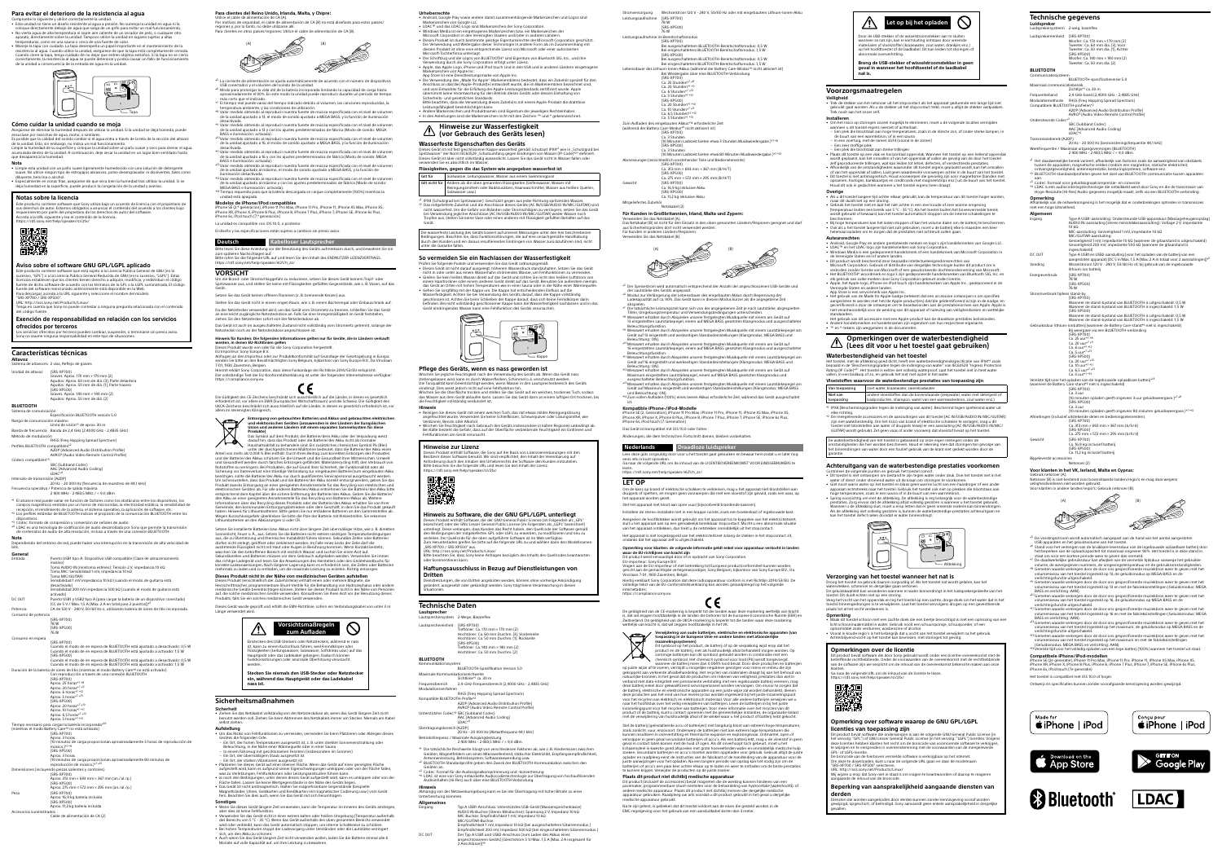## Para evitar el deterioro de la resistencia al agua

Compruebe lo siguiente y utilice correctamente la unidad.

- Esta unidad no tiene un diseño resistente al agua a presión. No sumerja la unidad en agua ni la coloque directamente debajo del agua que salga de un grifo para evitar un mal funcionamiento.
- No vierta agua de alta temperatura a la unidad ni use la unidad bajo el aire de un secador de pelo, u otros aparatos directamente sobre la unidad. Tampoco utilice la unidad en lugares sujetos a altas temperaturas, como en una sauna o cerca de una fuente de calor.
- Maneje la tapa con cuidado. La tapa desempeña un papel importante en el mantenimiento de la resistencia al agua. Cuando utilice la unidad, asegúrese de que la tapa está completamente cerrada. Cuando cierre la tapa, tenga cuidado de no dejar que entre ningún objeto extraño. Si la tapa no se cierra correctamente, la resistencia al agua se puede deteriorar y podría causar un fallo de funcionamiento de la unidad a consecuencia de la entrada de agua en la unidad.

Tapa

### Cómo cuidar la unidad cuando se moja

Asegúrese de eliminar la humedad después de utilizar la unidad. Si la unidad se deja húmeda, puede estropearse por manchas de agua, moho, u óxidos.

Es posible que la calidad del sonido cambie si el agua entra a través de la tela de la sección del altavoz de la unidad. Esto, sin embargo, no indica un mal funcionamiento.

Limpie la humedad de la superficie externa de la unidad sobre un paño suave y seco para drenar el agua acumulada dentro de la unidad. A continuación, deje secar la unidad en un lugar bien ventilado hasta que desaparezca la humedad.

**Nota**

- Limpie esta unidad con un paño suave ligeramente humedecido con una solución de detergente suave. No utilice ningún tipo de estropajo abrasivo, polvo desengrasante ni disolventes, tales como alcohol o bencina.
- Especialmente en zonas frías, asegúrese de que se seca la humedad tras utilizar la unidad. Si se deja humedad en la superficie, puede producir la congelación de la unidad y averías.

### Notas sobre la licencia

Este producto contiene software que Sony utiliza bajo un acuerdo de licencia con el propietario de sus derechos de autor. Estamos obligados a anunciar el contenido del acuerdo a los clientes bajo requerimiento por parte del propietario de los derechos de autor del software.

Acceda a la URL siguiente y lea el contenido de la licencia.

https://rd1.sony.net/help/speaker/lt25/

### Aviso sobre el software GNU GPL/LGPL aplicado

Este producto contiene software está sujeto a la Licencia Pública General de GNU (en lo sucesivo, "GPL") o a la Licencia Pública General Reducida de GNU (en lo sucesivo, "LGPL"). Estas licencias establecen que los clientes tienen derecho a adquirir, modificar y redistribuir el código fuente de dicho software de acuerdo con los términos de la GPL o la LGPL suministrada. El código fuente del software mencionado anteriormente está disponible en la Web.

Para descargarlo, acceda a la URL siguiente y seleccione el nombre del modelo "SRS-XP700" / "SRS-XP500".

URL: http://oss.sony.net/Products/Linux/

Tenga en cuenta que Sony no puede contestar a ninguna pregunta relacionada con el contenido del código fuente.

### Exención de responsabilidad en relación con los servicios ofrecidos por terceros

Los servicios ofrecidos por terceros pueden cambiarse, suspenderse, o terminarse sin previo aviso. Sony no asume ninguna responsabilidad en esas clases de situaciones.

## Características técnicas

**Altavoz**

Sistema de altavoces: 2 vías, Reflejo de graves

Unidad de altavoz: [SRS-XP700]: Graves: Aprox. 170 mm × 170 mm (2); Medios: Aprox. 60 mm de diá. (3); Pared de tweeter: Aprox. 50 mm de diá. (1); Tweeter: Aprox. 50 mm de diá. (1). [SRS-XP500]: Graves: Aprox. 160 mm × 160 mm (2); Tweeter: Aprox. 50 mm de diá. (2)

**BLUETOOTH**

Sistema de comunicación: Especificación BLUETOOTH versión 5.0

Rango de comunicación máximo: Línea de visión*[1] de aprox. 30 m

Banda de frecuencia: Banda de 2,4 GHz (2,4000 GHz - 2,4835 GHz)

Método de modulación: FHSS (Freq Hopping Spread Spectrum)

Perfiles BLUETOOTH compatibles*[2]: A2DP (Advanced Audio Distribution Profile); AVRCP (Audio Video Remote Control Profile)

Códecs compatibles*[3]: SBC (Subband Codec); AAC (Advanced Audio Coding); LDAC*[4]

Intervalo de transmisión (A2DP): 20 Hz - 20 000 Hz (frecuencia de muestreo de 44,1 kHz)

Frecuencia operativa / Potencia de salida máxima: 2 400 MHz - 2 483,5 MHz / < 9,0 dBm

*[1] El alcance real puede variar en función de factores como los obstáculos entre los dispositivos, los campos magnéticos emitidos por un horno de microondas, la electricidad estática, la sensibilidad de recepción, el rendimiento de la antena, el sistema operativo, la aplicación de software, etc.

*[2] Los perfiles estándar de BLUETOOTH indican el propósito de la comunicación BLUETOOTH entre los dispositivos.

*[3] Códec: formato de compresión y conversión de señales de audio

*[4] LDAC es una tecnología de codificación de audio desarrollada por Sony que permite la transmisión de contenido de audio de alta resolución, incluso a través de una conexión BLUETOOTH.

**Nota**

Dependiendo del entorno de red, puede haber una interrupción en la transmisión de alta velocidad de datos.

**General**

Entrada: Puerto USB tipo A: Dispositivo USB compatible (Clase de almacenamiento masivo); Toma AUDIO IN (minitoma estéreo): Tensión 2 V, impedancia 10 kΩ; Toma MIC: Sensibilidad 1 mV, impedancia 10 kΩ; Toma GUITAR: Sensibilidad 200 mV impedancia 10 kΩ (cuando el modo de guitarra está desactivado); Sensibilidad 200 mV impedancia 500 kΩ (cuando el modo de guitarra está activado)

DC OUT: Puerto USB y USB tipo A (para cargar la batería de un dispositivo conectado) DC de 5 V / Máx. 1,5 A (Máx. 2 A en total para 2 puertos)*[5]

Potencia: CA de 120 V - 240 V, 50/60 Hz o, utilizando batería de iones de litio incorporada

Consumo de potencia: [SRS-XP700] 70 W; [SRS-XP500] 70 W

Consumo en espera: [SRS-XP700] Cuando el modo de en espera de BLUETOOTH está ajustado a desactivado: 0,5 W; Cuando el modo de en espera de BLUETOOTH está ajustado a activado: 1,5 W; [SRS-XP500] Cuando el modo de en espera de BLUETOOTH está ajustado a desactivado: 0,5 W; Cuando el modo de en espera de BLUETOOTH está ajustado a activado: 1,5 W

Duración de la batería de iones de litio (mientras el modo Battery Care*[6] no está activado): Con reproducción a través de una conexión BLUETOOTH: [SRS-XP700] Aprox. 25 horas*[7] *[8]; Aprox. 20 horas*[7] *[9]; Aprox. 6 horas*[7] *[10]; Aprox. 5 horas*[7] *[11]; [SRS-XP500] Aprox. 20 horas*[7] *[8]; Aprox. 10 horas*[7] *[12]; Aprox. 6,5 horas*[7] *[13]; Aprox. 5 horas*[7] *[11]

Tiempo necesario para cargar la batería incorporada*[14] (mientras el modo Battery Care*[6] no está activado): [SRS-XP700] Aprox. 3 horas (10 minutos de carga proporcionan aproximadamente 3 horas de reproducción de música.)*[7] *[15]; [SRS-XP500] Aprox. 3 horas (10 minutos de carga proporcionan aproximadamente 80 minutos de reproducción de música.)*[7] *[15]

Dimensiones (incluyendo salientes y controles): [SRS-XP700] Aprox. 310 mm × 690 mm × 367 mm (an./al./pr.); [SRS-XP500] Aprox. 275 mm × 572 mm × 295 mm (an./al./pr.)

Peso: [SRS-XP700] Aprox. 17 kg batería incluida; [SRS-XP500] Aprox. 11,2 kg batería incluida

Accesorios suministrados: Cable de alimentación de CA (2)

**Para clientes del Reino Unido, Irlanda, Malta y Chipre:**

Utilice el cable de alimentación de CA (A).

Por motivos de seguridad, el cable de alimentación de CA (B) no está diseñado para estas países/regiones y, por lo tanto, no debe utilizarse allí.

Para clientes en otros países/regiones: Utilice el cable de alimentación de CA (B).

(A) (B)

*[5] La corriente de alimentación se ajusta automáticamente de acuerdo con el número de dispositivos USB conectados y el volumen del sonido de la unidad.

*[6] Modo para prolongar la vida útil de la batería incorporada limitando la capacidad de carga hasta aproximadamente el 90%. En este modo la unidad puede reproducir durante un período de tiempo más corto que el indicado.

*[7] El tiempo real puede variar del tiempo indicado debido al volumen, las canciones reproducidas, la temperatura ambiente, y las condiciones de utilización.

*[8] Valor medido cuando se reproduce con nuestra fuente de música especificada con el nivel de volumen de la unidad ajustado a 18, el modo de sonido ajustado a MEGA BASS, y la función de iluminación desactivada.

*[9] Valor medido cuando se reproduce con nuestra fuente de música especificada con el nivel de volumen de la unidad ajustado a 18 y con los ajustes predeterminados de fábrica (MODO de sonido: MEGA BASS e iluminación: activada).

*[10] Valor medido cuando se reproduce con nuestra fuente de música especificada con el nivel de volumen de la unidad ajustado a 26, el modo de sonido ajustado a MEGA BASS, y la función de iluminación desactivada.

*[11] Valor medido cuando se reproduce con nuestra fuente de música especificada con el nivel de volumen de la unidad ajustado al máximo y con los ajustes predeterminados de fábrica (MODO de sonido: MEGA BASS e iluminación: activada).

*[12] Valor medido cuando se reproduce con nuestra fuente de música especificada con el nivel de volumen de la unidad ajustado a 18 y con los ajustes predeterminados de fábrica (MODO de sonido: MEGA BASS e iluminación: activada).

*[13] Valor medido cuando se reproduce con nuestra fuente de música especificada con el nivel de volumen de la unidad ajustado a 26, el modo de sonido ajustado a MEGA BASS, y la función de iluminación desactivada.

*[14] Valor medido cuando se reproduce con nuestra fuente de música especificada con el nivel de volumen de la unidad ajustado al máximo y con los ajustes predeterminados de fábrica (MODO de sonido: MEGA BASS e iluminación: activada).

*[15] Tiempo requerido para cargar la batería descargada se carga completamente (100%) mientras la unidad está apagada.

**Modelos de iPhone/iPod compatibles**

iPhone SE (2ª generación), iPhone 11 Pro Max, iPhone 11 Pro, iPhone 11, iPhone XS Max, iPhone XS, iPhone XR, iPhone X, iPhone 8 Plus, iPhone 8, iPhone 7 Plus, iPhone 7, iPhone SE, iPhone 6s Plus, iPhone 6s, iPod touch (7ª generación)

La unidad es compatible con iOS 10.0, o posterior.

El diseño y las especificaciones están sujetos a cambios sin previo aviso.

## Deutsch — Kabelloser Lautsprecher

Um die Gefahr von Feuer oder Stromschlag zu verringern, setzen Sie das Gerät weder Regen noch sonstiger Feuchtigkeit aus.

Um die Brand- oder Stromschlaggefahr zu reduzieren, setzen Sie dieses Gerät keinem Tropf- oder Spritzwasser aus, und stellen Sie keine mit Flüssigkeiten gefüllten Gegenstände, wie z. B. Vasen, auf das Gerät.

Setzen Sie das Gerät keinen offenen Flammen (z. B. brennende Kerzen) aus.

Stellen Sie das Gerät nicht in einem engen Raum, wie z. B. einem Bücherregal oder Einbauschrank auf.

Da der Netzstecker verwendet wird, um das Gerät vom Stromnetz zu trennen, schließen Sie das Gerät an eine leicht zugängliche Netzsteckdose an. Sollte Sie eine Unregelmäßigkeit im Gerät feststellen, ziehen Sie den Netzstecker sofort von der Netzsteckdose ab.

Das Gerät ist auch im ausgeschalteten Zustand nicht vollständig vom Stromnetz getrennt, solange der Netzstecker noch an der Netzsteckdose angeschlossen ist.

**Hinweis für Kunden: Die folgenden Informationen gelten nur für Geräte, die in Ländern verkauft werden, in denen EU-Richtlinien gelten**

Dieses Produkt wurde von oder für die Sony Corporation hergestellt.

EU Importeur: Sony Europe B.V.

Anfragen an den Importeur oder zur Produktkonformität auf Grundlage der Gesetzgebung in Europa senden Sie bitte an den Bevollmächtigten Sony Belgium, bijkantoor van Sony Europe B.V., Da Vincilaan 7-D1, 1935 Zaventem, Belgien.

Hiermit erklärt Sony Corporation, dass diese Funkanlage der Richtlinie 2014/53/EU entspricht. Der vollständige Text der EU-Konformitätserklärung ist unter der folgenden Internetadresse verfügbar: https://compliance.sony.eu

Die Gültigkeit des CE-Zeichens beschränkt sich ausschließlich auf die Länder, in denen es gesetzlich erforderlich ist, vor allem im EWR (Europäischer Wirtschaftsraum) und die Schweiz. Die Gültigkeit des UKCA-Zeichens beschränkt sich ausschließlich auf die Länder, in denen es gesetzlich erforderlich ist, vor allem im Vereinigten Königreich.

**Entsorgung von gebrauchten Batterien und Akkus und gebrauchten elektrischen und elektronischen Geräten (anzuwenden in den Ländern der Europäischen Union und anderen Ländern mit einem separaten Sammelsystem für diese Produkte)**

Das Symbol auf dem Produkt, der Batterie/dem Akku oder der Verpackung weist darauf hin, dass das Produkt oder die Batterie/der Akku nicht als normaler Haushaltsabfall zu behandeln sind. Ein zusätzliches chemisches Symbol Pb (Blei) unter der durchgestrichenen Mülltonne bedeutet, dass die Batterie/der Akku einen Anteil von mehr als 0,004 % Blei enthält. Durch Ihren Beitrag zum korrekten Entsorgen des Produktes und der Batterie schützen Sie die Umwelt und die Gesundheit Ihrer Mitmenschen. Umwelt und Gesundheit werden durch falsches Entsorgen gefährdet. Materialrecycling hilft, den Verbrauch von Rohstoffen zu verringern. Bei Produkten, die auf Grund ihrer Sicherheit, der Funktionalität oder als Sicherung vor Datenverlust eine ständige Verbindung zur eingebauten Batterie benötigen, sollte die Batterie nur durch qualifiziertes Servicepersonal ausgetauscht werden. Um sicherzustellen, dass das Produkt und die Batterie/der Akku korrekt entsorgt werden, geben Sie das Produkt zwecks Entsorgung an einer Annahmestelle für das Recycling von elektrischen und elektronischen Geräten ab. Für alle anderen Batterien/Akkus entnehmen Sie die Batterie/den Akku bitte entsprechend dem Kapitel über die sichere Entfernung der Batterie/des Akkus. Geben Sie die Batterie/den Akku an einer Annahmestelle für das Recycling von Batterien/Akkus ab. Weitere Informationen über das Recycling dieses Produkts oder der Batterie/des Akkus erhalten Sie von Ihrer Gemeinde, den kommunalen Entsorgungsbetrieben oder dem Geschäft, in dem Sie das Produkt gekauft haben. Hinweis für Lithiumbatterien: Bitte geben Sie nur entladene Batterien an den Sammelstellen ab. Wegen Kurzschlussgefahr überkleben Sie bitte die Pole der Batterie mit Klebestreifen. Sie erkennen Lithiumbatterien an den Abkürzungen Li oder CR.

Setzen Sie installierte Batterien bzw. Akkus nicht übermäßiger Hitze wie z. B. direktem Sonnenlicht, Feuer o. Ä., aus. Setzen Sie die Batterien nicht extrem niedrigen Temperaturbedingungen aus, die zu Überhitzung und thermischer Instabilität führen können. Sekundäre Zellen oder Batterien dürfen nicht zerlegt, geöffnet oder zerkleinert werden. Falls eine Zelle ausläuft, darf die auslaufende Flüssigkeit nicht mit Haut oder Augen in Berührung kommen. Wenn Kontakt besteht, waschen Sie den betroffenen Bereich mit reichlich Wasser und suchen Sie einen Arzt auf. Sekundärzellen und Batterien müssen vor dem Gebrauch aufgeladen werden. Verwenden Sie immer das richtige Ladegerät und lesen Sie die Anweisungen des Herstellers oder des Gerätehandbuchs für korrekte Ladeanweisungen. Nach längeren Lagerung kann es erforderlich sein, die Zellen oder Batterien mehrmals zu laden und zu entladen, um die maximale Leistung zu erzielen. Ordnungsgemäß entsorgen.

**Dieses Produkt nicht in der Nähe von medizinischen Geräten aufstellen**

Dieses Produkt (einschließlich der Zubehörteile) enthält einen oder mehrere Magneten, die Herzschrittmacher, programmierbare Shunt-Ventile für die Behandlung von Hydrocephalus oder andere medizinische Geräte beeinträchtigen können. Stellen Sie dieses Produkt nicht in der Nähe von Personen auf, die solche medizinischen Geräte verwenden. Konsultieren Sie Ihren Arzt vor der Benutzung dieses Produkts, falls Sie ein solches medizinisches Gerät verwenden.

Dieses Gerät wurde geprüft und erfüllt die EMV-Richtlinie, sofern ein Verbindungskabel von unter 3 m Länge verwendet wird.

**Vorsichtsmaßregeln zum Aufladen**

Entfernen Sie USB-Stecker oder Netzstecker, während er nass ist, kann es einem Kurzschluss führen, weil Feuchtigkeit in den Flüssigkeiten (Leitungswasser, Salzwasser, Softdrinks usw.) auf das Hauptgerät oder das Ladekabel gelangen. Dadurch können Funken, Hitzeentwicklung oder eine Überhitzung verursacht werden.

**Stecken Sie niemals den USB-Stecker oder Netzstecker ein, während das Hauptgerät oder das Ladekabel nass ist.**

## Sicherheitsmaßnahmen

**Sicherheit**

- Ziehen Sie das Netzkabel vollständig von der Netzsteckdose ab, wenn das Gerät längere Zeit nicht benutzt werden soll. Ziehen Sie beim Abtrennen des Netzkabels immer am Stecker. Niemals am Kabel selbst ziehen.

**Aufstellung**

- Um das Risiko von Fehlfunktionen zu vermeiden, vermeiden Sie beim Platzieren oder Ablegen dieses Gerätes die folgenden Orte:
  - Ein Ort, der hohen Temperaturen ausgesetzt ist, z. B. unter direkter Sonneneinstrahlung oder Beleuchtung, in der Nähe einer Wärmequelle oder in einer Sauna
  - In einem Fahrzeug mit geschlossenen Fenstern (vor allem im Sommer)
  - Ein Ort, der übermäßigem Staub ausgesetzt ist
  - Ein Ort, der starken Vibrationen ausgesetzt ist
- Platzieren Sie dieses Gerät auf einer ebenen Fläche. Wenn das Gerät auf einer geneigten Fläche aufgestellt wird, kann es aufgrund seiner Tonwiedergabe umkippen oder vom Tisch fallen, was zu Verletzungen, Fehlfunktionen oder Leistungsverlusten führen kann.
- Je nach den Bedingungen, unter denen dieses Gerät aufgestellt wird, kann es umkippen oder von der Fläche fallen, wenn Sie keine Unterlage benutzen.
- Das Gerät ist nicht wasserdicht; halten Sie magnetisierbare Gegenstände (z. B. Kreditkarten mit Magnetstreifen, Uhren, Geldkarten und Kreditkarten mit Codierung usw.) vom Gerät fern. Beachten Sie die aus, wenn Sie das Gerät mit sich herumtragen.

**Sonstiges**

- Wenn Sie dieses Gerät längere Zeit verwenden, kann die Temperatur im Inneren des Geräts ansteigen, aber dies ist keine Fehlfunktion.
- Verwenden Sie das Gerät nicht in einer extrem kalten oder heißen Umgebung (Temperatur außerhalb des Bereichs von 5 °C – 35 °C). Wenn das Gerät außerhalb des oben genannten Bereichs verwendet wird oder entleert, kann das Gerät automatisch stoppen, um interne Schaltkreise zu schützen.
- Bei hoher Temperatur stoppt der Ladevorgang unter Umständen oder dauert länger als gewöhnlich.
- Auch wenn Sie das Gerät längere Zeit nicht verwenden wollen, laden Sie die Batterie einmal alle 6 Monate auf volle Kapazität auf, um ihre Leistung zu bewahren.

**Urheberrecht**

- Android, Google Play sowie andere damit zusammenhängende Markenzeichen und Logos sind Markenzeichen von Google LLC.
- LDAC™ und das LDAC-Logo sind Markenzeichen der Sony Corporation.
- Windows Media ist ein eingetragenes Markenzeichen bzw. ein Markenzeichen der Microsoft Corporation in den Vereinigten Staaten und/oder in anderen Ländern.
- Dieses Produkt ist durch bestimmte geistige Eigentumsrechte der Microsoft Corporation geschützt. Die Verwendung und Weitergabe dieser Technologie außerhalb dieses Produkts ohne eine Lizenz von Microsoft oder einer autorisierten Microsoft-Tochterfirma verboten.
- Der Schriftzug und die Logos von BLUETOOTH® und Eigentum von Bluetooth SIG, Inc., und ihre Verwendung durch die Sony Corporation erfolgt unter Lizenz.
- Apple, das Apple Logo, iPhone und iPod touch sind in den USA und in anderen Ländern eingetragene Markenzeichen von Apple Inc. App Store ist eine Dienstleistungsmarke von Apple Inc.
- Die Verwendung des „Made for Apple"-Markenzeichens bedeutet, dass ein Zubehör speziell für den Anschluss an das/die Apple-Produkt(e) entwickelt wurde, die im Markenzeichen bezeichnet sind, und vom Entwickler für die Erfüllung der Apple-Leistungsstandards zertifiziert wurde. Apple übernimmt keine Verantwortung für den Betrieb dieses Geräts oder dessen Einhaltung von Sicherheits- und gesetzlichen Standards. Bitte beachten Sie, dass die Verwendung dieses Zubehörs mit einem Apple-Produkt die drahtlose Leistung/Lieferung beeinträchtigen kann.
- Andere Markenzeichen und Handelsnamen sind Eigentum der jeweiligen Rechteinhaber.
- In den Anleitungen sind die Markenzeichen nicht mit den Zeichen ™ und ® gekennzeichnet.

### Hinweise zur Wasserfestigkeit (vor Gebrauch des Geräts lesen)

**Wasserfeste Eigenschaften des Geräts**

Dieses Gerät ist mit Ausnahme der Einlauföffnung folgende Wasserfestigkeit gemäß Schutzart IPX4*[1] wie in „Schutzgrad bei spezifizierten Feststoffen wie in der Norm IEC60529 „Schutzarten durch Gehäuse (IP-Code)"**[1] definiert. Dieses Gerät ist nicht wasserfest. Verwenden Sie das Gerät nicht in Wasser fallen oder verwenden Sie es absichtlich ins Wasser.

**Flüssigkeiten, gegen die das System wie angegeben wasserfest ist**

| Gilt für | Süßwasser, Leitungswasser, Wasser aus einem Swimmingpool |
|---|---|
| Gilt nicht für | Andere als die oben genannten Flüssigkeiten (Seifenwasser, Wasser mit Reinigungsmitteln oder Badezusätzen, Haarwaschmittel, Wasser aus heißen Quellen, Salzwasser usw.) |

*[1] IPX4 (Schutzgrad bei Spritzwasser): Geschützt gegen aus jeder Richtung spritzendes Wasser.

*[2] Das Hauptgehäuse (außer an den Buchsen an der Geräteseite, Anschluss AUDIO IN, MIC, GUITAR) ist gegen Spritzwasser von allen Seiten des Geräts geschützt. Die Wasserfestigkeit ist nicht gegeben, wenn die Abdeckung der Anschlüsse (AC IN, USB/AUDIO IN/MIC/GUITAR) nicht geschlossen ist.

Die wasserfeste Leistung des Geräts basiert auf unseren Messungen unter den hier beschriebenen Bedingungen. Beachten Sie, dass Fehlfunktionen durch Wasserschäden, die auf einen unsachgemäßen Gebrauch durch den Kunden zurückzuführen sind, nicht unter die Garantie fallen.

**So vermeiden Sie ein Nachlassen der Wasserfestigkeit**

Prüfen Sie folgenden Punkte und verwenden Sie das Gerät ordnungsgemäß.

- Dieses Gerät ist nicht darauf ausgelegt, höherem Wasserdruck standzuhalten. Setzen Sie das Gerät nicht unter einen laufenden Wasserhahn und tauchen Sie es nicht in Wasser, um Fehlfunktionen zu vermeiden.
- Gießen Sie kein heißes Wasser direkt auf das Gerät und setzen Sie es nicht dem heißen Luftstrom von einem Haartrockner oder einem anderen Gerät direkt aus. Verwenden Sie das Gerät niemals an Orten mit hohen Temperaturen, wie in einer Sauna oder in der Nähe eines Wärmequelle.
- Gehen Sie sorgfältig mit der Kappe um. Die Kappe hat entscheidenden Einfluss auf die Wasserfestigkeit des Geräts. Achten Sie bei Verwendung des Geräts darauf, dass die Kappe vollständig geschlossen ist. Achten Sie beim Schließen der Kappe darauf, dass sich keine Fremdkörper darin befinden. Ist die Kappe nicht vollständig geschlossen, kann die Wasserfestigkeit nachlassen und es kann Wasser in das Gerät eindringen, was Fehlfunktionen des Geräts verursachen kann.

Kappe

**Pflege des Geräts, wenn es nass geworden ist**

Wischen Sie jegliche Feuchtigkeit nach der Verwendung des Geräts ab. Wenn das Gerät nass stehengelassen wird, kann es durch Wasserflecken, Schimmel o.ä. verschmutzt werden.

Die Tonqualität kann beeinträchtigt werden, wenn Wasser in die Lautsprecheröffnung eindringt. Dies weist jedoch nicht auf eine Fehlfunktion hin.

Wischen Sie die äußere Oberfläche mit einem weichen Tuch trocken. Lassen Sie das Gerät dann an einem gut belüfteten Ort so lange stehen, bis es vollständig trocken ist.

**Hinweis**

- Reinigen Sie dieses Gerät mit einem weichen Tuch, das mit etwas milder Reinigungslösung angefeuchtet wurde. Verwenden Sie keine Scheuerschwämme, Scheuerpulver oder Lösungsmittel, wie z. B. Alkohol oder Benzin.
- Wischen Sie Feuchtigkeit nach Gebrauch des Geräts insbesondere in kalten Regionen unbedingt ab. Bei kälten bereiten der Gebrauch des Geräts. Die Oberfläche vereisende Feuchtigkeit zu Einfrieren und Fehlfunktionen am Gerät verursachen.

**Hinweise zur Lizenz**

Dieses Produkt enthält Software, die Sony auf Grund einer Lizenzvereinbarung mit dem Besitzer dieser Software benutzt. Wir sind verpflichtet, den Inhalt der Vereinbarung auf Anforderung des Besitzers des Urheberrechts an der Software den Kunden mitzuteilen.

Bitte besuchen Sie die folgende URL und lesen Sie den Inhalt der Lizenz.

https://rd1.sony.net/help/speaker/lt25/

**Hinweis zu Software, die der GNU GPL/LGPL unterliegt**

Dieses Produkt enthält Software, die der GNU General Public License (im Folgenden als „GPL" bezeichnet) oder der GNU Lesser General Public License (im Folgenden als „LGPL" bezeichnet) unterliegt. Diese entsprechen, dass Kunden das Recht haben, den Quellcode der Software gemäß den Bedingungen der mitgelieferten GPL oder LGPL zu erwerben, zu modifizieren und neu zu vertreiben. Der Quellcode für die oben aufgeführte Software ist im Web verfügbar.

Zum Herunterladen greifen Sie bitte auf die folgende URL zu und wählen dann den Modellnamen „SRS-XP700" / „SRS-XP500".

URL: http://oss.sony.net/Products/Linux/

Bitte beachten Sie, dass Sony keine Anfragen bezüglich des Inhalts des Quellcodes beantworten oder kommentieren kann.

**Haftungsausschluss in Bezug auf Dienstleistungen von Dritten**

Dienstleistungen, die von Dritten angeboten werden, können ohne vorherige Ankündigung geändert, ausgesetzt oder gekündigt werden. Sony trägt keine Verantwortung in diesen Situationen.

## Technische Daten

**Lautsprecher**

Lautsprechersystem: 2-Wege, Bassreflex

Lautsprechereinheit: [SRS-XP700] Tieftöner: Ca. 170 mm × 170 mm (2); Mitteltöner: Ca. 60 mm Durchm. (3), vorderseite; Hochtöner: Ca. 50 mm Durchm. (1), Rückseite; [SRS-XP500] Tieftöner: Ca. 160 mm × 160 mm (2); Hochtöner: Ca. 50 mm Durchm. (2)

**BLUETOOTH**

Kommunikationssystem: BLUETOOTH-Spezifikation Version 5.0

Maximale Kommunikationsreichweite: Sichtlinie*[1] ca. 30 m

Frequenzband: 2,4-GHz-Band (2,4000 GHz - 2,4835 GHz)

Modulationsverfahren: FHSS (Freq Hopping Spread Spectrum)

Kompatible BLUETOOTH-Profile*[2]: A2DP (Advanced Audio Distribution Profile); AVRCP (Audio Video Remote Control Profile)

Unterstützte Codecs*[3]: SBC (Subband Codec); AAC (Advanced Audio Coding); LDAC*[4]

Übertragungsbereich (A2DP): 20 Hz - 20 000 Hz (Abtastfrequenz 44,1 kHz)

Betriebsfrequenz / Maximale Ausgangsleistung: 2 400 MHz - 2 483,5 MHz / < 9,0 dBm

*[1] Die tatsächliche Reichweite hängt von verschiedenen Faktoren ab, wie z. B. Hindernissen zwischen Geräten, Magnetfeldern um einen Mikrowellenherd, statischer Elektrizität, Empfangsempfindlichkeit, Antennenleistung, Betriebssystem, Softwareanwendung usw.

*[2] BLUETOOTH-Standardprofile geben den Zweck der BLUETOOTH-Kommunikation zwischen den Geräten an.

*[3] Codec: Format für die Audiosignalkomprimierung und -konvertierung

*[4] LDAC ist eine von Sony entwickelte Audiocodiertechnologie zur Übertragung von hochauflösenden Audioinhalten (Hi-Res) auch über eine BLUETOOTH-Verbindung.

**Hinweis**

Abhängig von der Netzwerkumgebung kann es bei der Übertragung mit hoher Bitrate zu einer Unterbrechung kommen.

**Allgemeines**

Eingang: Typ A USB-Anschluss: Unterstütztes USB-Gerät (Massenspeicherklasse); AUDIO IN-Buchse (Stereo-Minibuchse): Spannung 2 V, Impedanz 10 kΩ; MIC-Buchse: Empfindlichkeit 1 mV, Impedanz 10 kΩ; GUITAR-Buchse: Empfindlichkeit 1 mV, Impedanz 10 kΩ (bei ausgeschaltetem Gitarrenmodus.) Empfindlichkeit 200 mV, Impedanz 500 kΩ (bei eingeschaltetem Gitarrenmodus.)

DC OUT: Der Typ A USB und USB-Anschluss (zum Laden des Akkus eines angeschlossenen Geräts) Gleichstrom 5 V / Max. 1,5 A (Max. 2 A insgesamt für 2 Anschlüsse)*[5]

Stromversorgung: Wechselstrom 120 V - 240 V, 50/60 Hz oder mit eingebautem Lithium-Ionen-Akku

Leistungsaufnahme: [SRS-XP700] 70 W; [SRS-XP500] 70 W

Leistungsaufnahme im Bereitschaftsmodus: [SRS-XP700] Bei ausgeschaltetem BLUETOOTH-Bereitschaftsmodus: 0,5 W; Bei eingeschaltetem BLUETOOTH-Bereitschaftsmodus: 1,5 W; [SRS-XP500] Bei ausgeschaltetem BLUETOOTH-Bereitschaftsmodus: 0,5 W; Bei eingeschaltetem BLUETOOTH-Bereitschaftsmodus: 1,5 W

Lebensdauer des Lithium-Ionen-Akkus (während der Battery Care-Modus*[6] nicht aktiviert ist): Bei Wiedergabe über eine BLUETOOTH-Verbindung: [SRS-XP700] Ca. 25 Stunden*[7] *[8]; Ca. 20 Stunden*[7] *[9]; Ca. 6 Stunden*[7] *[10]; Ca. 5 Stunden*[7] *[11]; [SRS-XP500] Ca. 20 Stunden*[7] *[8]; Ca. 10 Stunden*[7] *[12]; Ca. 6,5 Stunden*[7] *[13]; Ca. 5 Stunden*[7] *[11]

Zum Aufladen des eingebauten Akkus*[14] erforderliche Zeit (während der Battery Care-Modus*[6] nicht aktiviert ist): [SRS-XP700] Ca. 3 Stunden (10 Minuten Ladezeit bieten etwa 3 Stunden Musikwiedergabe.)*[7] *[15]; [SRS-XP500] Ca. 3 Stunden (10 Minuten Ladezeit bieten etwa 80 Minuten Musikwiedergabe.)*[7] *[15]

Abmessungen (einschließlich vorstehender Teile und Bedienelemente): [SRS-XP700] Ca. 310 mm × 690 mm × 367 mm (B/H/T); [SRS-XP500] Ca. 275 mm × 572 mm × 295 mm (B/H/T)

Gewicht: [SRS-XP700] Ca. 17 kg inklusive Akku; [SRS-XP500] Ca. 11,2 kg inklusive Akku

Mitgeliefertes Zubehör: Netzkabel (2)

**Für Kunden in Großbritannien, Irland, Malta und Zypern:**

Verwenden Sie das Netzkabel (A).

Das Netzkabel (B) ist nicht für den Einsatz in den oben genannten Ländern/Regionen geeignet und darf aus Sicherheitsgründen dort nicht verwendet werden.

Für Kunden in anderen Ländern/Regionen: Verwenden Sie das Netzkabel (B).

(A) (B)

*[5] Der Speisestrom wird automatisch entsprechend der Anzahl der angeschlossenen USB-Geräte und der Lautstärke des Geräts angepasst.

*[6] Modus zur Verlängerung der Lebensdauer des eingebauten Akkus durch Begrenzung der Ladekapazität auf ca. 90%. Das Gerät kann in diesem Modus kürzer als die angegebene Zeit abspielen.

*[7] Die tatsächliche Zeit kann je nach Lautstärke, der zu wiedergebenden Songs, der Umgebungstemperatur und den Verwendungsbedingungen von der angegebenen Zeit abweichen.

*[8] Messwert erhalten durch Abspielen unserer festgelegten Musikquelle mit einem am Gerät auf 18 eingestellten Lautstärkepegel, einem auf MEGA BASS gesetzten Klangmodus und ausgeschalteter Beleuchtungsfunktion.

*[9] Messwert erhalten durch Abspielen unserer festgelegten Musikquelle mit einem Lautstärkepegel am Gerät auf 18 eingestellt und werkseitigen Standardeinstellungen (Klangmodus: MEGA BASS und Beleuchtung: Ein).

*[10] Messwert erhalten durch Abspielen unserer festgelegten Musikquelle mit einem am Gerät auf 26 eingestellten Lautstärkepegel, einem auf MEGA BASS gesetzten Klangmodus und ausgeschalteter Beleuchtungsfunktion.

*[11] Messwert erhalten durch Abspielen unserer festgelegten Musikquelle mit einem Lautstärkepegel am Gerät auf Maximum eingestellt und werkseitigen Standardeinstellungen (Klangmodus: MEGA BASS und Beleuchtung: Ein).

*[12] Messwert erhalten durch Abspielen unserer festgelegten Musikquelle mit einem Lautstärkepegel am Gerät auf 18 eingestellt und werkseitigen Standardeinstellungen (Klangmodus: MEGA BASS und Beleuchtung: Ein).

*[13] Messwert erhalten durch Abspielen unserer festgelegten Musikquelle mit einem am Gerät auf 26 eingestellten Lautstärkepegel, einem auf MEGA BASS gesetzten Klangmodus und ausgeschalteter Beleuchtungsfunktion.

*[14] Messwert erhalten durch Abspielen unserer festgelegten Musikquelle mit einem Lautstärkepegel am Gerät auf Maximum eingestellt und werkseitigen Standardeinstellungen (Klangmodus: MEGA BASS und Beleuchtung: Ein).

*[15] Zum Vollständigen Laden eines leeren Akkus erforderliche Zeit, während das Gerät ausgeschaltet ist.

**Kompatible iPhone-/iPod-Modelle**

iPhone SE (2. Generation), iPhone 11 Pro Max, iPhone 11 Pro, iPhone 11, iPhone XS Max, iPhone XS, iPhone XR, iPhone X, iPhone 8 Plus, iPhone 8, iPhone 7 Plus, iPhone 7, iPhone SE, iPhone 6s Plus, iPhone 6s, iPod touch (7. Generation)

Das Gerät ist kompatibel mit iOS 10.0 oder höher.

Änderungen, die dem technischen Fortschritt dienen, bleiben vorbehalten.

## Nederlands — Draadloze luidspreker

Lees deze gids zorgvuldig door voor u het toestel gaat gebruiken en bewaar hem zodat u er later nog eens iets inkunt opzoeken.

Ga naar de volgende URL om de inhoud van de LICENTIEOVEREENKOMST VOOR EINDGEBRUIKERS te lezen.

https://rd1.sony.net/help/speaker/lt25/

**LET OP**

Om de kans op brand of elektrische schokken te verkleinen, mag u het apparaat niet blootstellen aan druppels of spetters, en mogen geen voorwerpen die met een vloeistof zijn gevuld, zoals een vaas, op het apparaat worden gezet.

Stel het apparaat niet bloot aan open vuur (bijvoorbeeld brandende kaarsen).

Installeer dit toestel installatie niet in een krappe ruimte, zoals een boekenkast of ingebouwde kast.

Aangezien de hoofdstekker wordt gebruikt om het toestel los te koppelen van het elektriciteitsnet, sluit u het apparaat aan op een gemakkelijk bereikbaar stopcontact. Als u een abnormale situatie van het apparaat ontdekt, trek dan de stekker onmiddellijk uit het stopcontact.

Het apparaat is niet losgekoppeld van het elektriciteitsnet zolang de stekker in het stopcontact zit, ondanks dat het apparaat zelf is uitgeschakeld.

**Opmerking voor klanten: de volgende informatie geldt enkel voor apparatuur verkocht in landen waar de EU-richtlijnen van kracht zijn**

Dit product werd vervaardigd door of in opdracht van Sony Corporation.

EU-importeur: Sony Europe B.V.

Vragen aan de EU-importeur of met betrekking tot Europese productconformiteit kunnen worden gericht aan de gemachtigde vertegenwoordiger, Sony Belgium, bijkantoor van Sony Europe B.V., Da Vincilaan 7-D1, 1935 Zaventem, België.

Hierbij verklaart Sony Corporation dat deze radioapparatuur conform is met Richtlijn 2014/53/EU. De volledige tekst van de EU-conformiteitsverklaring kan worden geraadpleegd op het volgende internetadres:

https://compliance.sony.eu

De geldigheid van de CE-markering is beperkt tot de landen waar deze markering wettelijk van kracht is, dat wil zeggen hoofdzakelijk in de landen die behoren tot de Europese Economische Ruimte (EER) en Zwitserland. De geldigheid van de UKCA-markering is beperkt tot de landen waar deze markering wettelijk van kracht is, dat wil zeggen hoofdzakelijk in het VK.

**Verwijdering van oude batterijen, elektrische en elektronische apparaten (van toepassing in de Europese Unie en andere landen met afzonderlijke inzamelingssystemen)**

Dit symbool op het product, de batterij of op de verpakking wijst erop dat het product en de batterij, niet als huishoudelijk afval behandeld mogen worden. Op sommige batterijen kan dit symbool gebruikt worden in combinatie met een chemisch symbool. Het chemisch symbool voor lood (Pb) wordt toegevoegd als de batterij meer dan 0,004% lood bevat. Door deze producten en batterijen op juiste wijze af te voeren, vermijdt u mogelijke negatieve gevolgen voor mens en milieu die zouden kunnen veroorzaakt worden in geval van verkeerde afvalbehandeling. Het recycleren van materialen draagt bij tot het vrijwaren van natuurlijke bronnen. In het geval dat de producten om redenen van veiligheid, prestaties dan wel in verband met data-integriteit een permanente verbinding met een ingebouwde batterij vereisen, mag deze batterij enkel door gekwalificeerd servicepersoneel vervangen worden. Om ervoor te zorgen dat de batterij, elektrische en elektronische apparaat op een juiste wijze zal worden behandeld, dienen deze producten aan het eind van zijn levenscyclus overgedragen te worden aan het desbetreffende inzamelingspunt voor het recyclen van elektrisch en elektronisch materiaal. Voor alle andere batterijen, verwijzen we u naar het hoofdstuk over hoe veilig verwijderen van batterijen. Lever de batterij in bij het juiste inzamelingspunt voor het recyclen van batterijen. Voor meer details in verband met het recyclen van dit product of de batterij, kunt u contact opnemen met de gemeentelijke instanties, de organisatie belast met de verwijdering van huishoudelijk afval of de winkel waar u het product of batterij hebt gekocht.

Stel de batterij (geïnstalleerde accu of batterijen) niet langdurig bloot aan extreem hoge temperaturen, zoals zonlicht, vuur, enzovoort. Stel de batterijen niet bloot aan extreem lage temperaturen, wat kan leiden tot oververhitting en thermische instabiliteit. Demonteer, open of versnipper secundaire cellen of batterijen niet. Als een cel lekt, voorkom dan contact van de vloeistof met de huid of ogen. Als er toch contact is geweest, spoel de plek dan met veel water en raadpleeg een arts. Secundaire cellen en batterijen moeten vóór gebruik worden opgeladen. Gebruik altijd de juiste lader en raadpleeg de instructies van de fabrikant of de handleiding van de apparatuur voor de juiste oplaadinstructies. Na langdurige opslag kan het nodig zijn om de cellen of batterijen meerdere keren te laden en te ontladen om de beste prestaties te krijgen. Op juiste wijze afvoeren.

**Plaats dit product niet dichtbij medische apparatuur**

Dit product (inclusief de accessoires) bevat magneten die de werking kunnen hinderen van een pacemaker, programmeerbare shuntkleppen voor de behandeling van hydrocefalus of andere medische apparatuur. Plaats dit product niet dichtbij mensen die dergelijke medische apparatuur gebruiken. Raadpleeg uw arts voordat u dit product gebruikt indien u dergelijke medische apparatuur gebruikt.

Na tests is gebleken, is gebleken dat dit toestel voldoet aan de eisen die gesteld worden in de EMC-regelgeving voor het gebruik van een aansluitkabel korter dan 3 meter.

**Let op bij het opladen**

Door de USB-stekker of de wisselstroomstekker aan te sluiten wanneer ze nat zijn, kan er kortsluiting ontstaan door vreemde materialen of vloeistof (kraanwater, zeewater, frisdrank, enz.) op het hoofdtoestel of de laadkabel. Dit kan leiden tot storingen of abnormale oververhitting.

**Breng de USB-stekker of wisselstroomstekker in geen geval in wanneer het hoofdtoestel of de laadkabel nat is.**

## Voorzorgsmaatregelen

**Veiligheid**

- Trek de stekker van het netsnoer uit het stopcontact als het apparaat gedurende een lange tijd niet wordt gebruikt. Als u de stekker uit het stopcontact trekt, moet u altijd de stekker vastpakken. Trek nooit aan het snoer zelf.

**Installeren**

- Om het risico op storingen zoveel mogelijk te elimineren, moet u de volgende locaties vermijden wanneer u dit toestel ergens neerzet of achterlaat:
  - Een plek die blootstaat aan hoge temperaturen, zoals in de directe zon, of onder sterke lampen, in de buurt van een warmtebron, of in een sauna
  - In een voertuig met de ramen dicht (vooral in de zomer)
  - Een zeer stoffige plek
  - Een plek die blootstaat aan sterke trillingen
- Plaats dit toestel op een vlak en horizontaal oppervlak. Wanneer het toestel op een hellend oppervlak wordt geplaatst, kan het toestel vallen en letsel, storingen of schade veroorzaken.
- Afhankelijk van de omstandigheden waarin dit toestel wordt geplaatst, kan het toestel vallen of van het oppervlak afvallen. Laat geen voorwerpen achter in de buurt van het toestel.
- De toestel is niet antimagnetisch. Houd voorwerpen die gevoelig zijn voor magnetische (banden met magneetstrips, bankkaarten, creditcards met magneetcodering, enz.) uit de buurt van het toestel. Houd dit ook in gedachten wanneer u het toestel ergens heen draagt.

**Overige**

- Als u dit toestel langere tijd achter elkaar gebruikt, kan de temperatuur van dit toestel hoger worden, maar dit duidt niet op een storing.
- Gebruik het toestel niet in een zeer koude of hete omgeving (temperatuur buiten het bereik van 5 °C - 35 °C). Als het toestel buiten het bovenvermelde bereik wordt gebruikt of leeg raakt, kan het automatisch stoppen om de interne circuits te beschermen.
- Bij hoge temperaturen kan het laden stoppen of kan het volume dalen om circuits te beschermen.
- Ook al zal het toestel langere tijd niet zijn gebruikt, moet u de batterij elke 6 maanden volledig opladen om haar prestaties te behouden.

**Auteursrechten**

- Android, Google Play en andere gerelateerde merken en logo's zijn handelsmerken van Google LLC.
- LDAC™ en het LDAC-logo zijn handelsmerken van Sony Corporation.
- Windows Media is een gedeponeerd handelsmerk of een handelsmerk van Microsoft Corporation in de Verenigde Staten en/of andere landen.
- Dit product wordt beschermd door bepaalde intellectuele-eigendomsrechten van Microsoft Corporation. Gebruik of distributie van dergelijke technologie buiten dit product en is verboden zonder licentie van Microsoft of een geautoriseerde dochteronderneming van Microsoft.
- Het BLUETOOTH®-woordmerk en logo's zijn gedeponeerde handelsmerken van Bluetooth SIG, Inc. en het gebruik van zulke merken door Sony Corporation gebeurt onder licentie.
- Apple, het Apple logo, iPhone en iPod touch zijn handelsmerken van Apple Inc., gedeponeerd in de Verenigde Staten en andere landen. App Store is een servicemerk van Apple Inc.
- Het gebruik van het Made for Apple-badge betekent dat een accessoire ontworpen is om specifiek aangesloten te worden met het/de Apple-product(en) dat/die geïdentificeerd is/zijn in de badge, en gecertificeerd is door de ontwikkelaar om te beantwoorden aan de prestatienormen van Apple. Apple is niet verantwoordelijk voor de werking van dit apparaat of naleving van veiligheidsnormen en wettelijke standaarden. Houd er rekening mee dat gebruik van dit accessoire met een Apple-product kan de draadloze prestaties beïnvloeden.
- Andere handelsmerken en handelsnamen zijn eigendom van hun respectieve eigenaren.
- ™ en ® tekens zijn weggelaten in de documenten.

### Opmerkingen over de waterbestendigheid (Lees dit voor u het toestel gaat gebruiken)

**Waterbestendigheid van het toestel**

Het toestel, met de afdekking gesloten, heeft een waterbestendigheidsspecificatie van IPX4*[1] zoals bepaald in de "Beschermingsgraden tegen de indringing van water" van IEC60529 "Ingress Protection (IP Code)"*[2]. Het toestel is echter niet volledig waterdicht. Laat het toestel niet in water vallen, in water liggen of gebruik het niet met opzet in het water.

**Vloeistoffen waarvoor de waterbestendige prestaties van toepassing zijn**

| Van toepassing | Vers water, kraanwater, zwembadwater |
|---|---|
| Niet van toepassing | Andere vloeistoffen dan de bovenstaande (zeepwater, water met detergent of badproducten, shampoo, water van een warmwaterbron, zout water enz.) |

*[1] IPX4 (Beschermingsgraden tegen de indringing van water): Beschermd tegen waterspatten vanuit alle richting.

*[2] De omgevende accessoires en de aansluitingen van dit toestel (AC IN/USB/AUDIO IN/MIC/GUITAR) en de afdekking ervan, zijn niet en niet van toepassing. De afdekking moet volledig gesloten zijn en de waterbestendigheid is niet van toepassing wanneer de afdekking van de aansluitingen (AC IN/USB/AUDIO IN/MIC/GUITAR) niet gesloten is.

De waterbestendigheid van het toestel is gebaseerd op onze eigen metingen onder de omstandigheden die hier worden beschreven. Houd er rekening mee dat storingen die gevolg zijn van binnendringen van water door een foutief gebruik door de klant niet gedekt worden door de garantie.

**Achteruitgang van de waterbestendige prestaties voorkomen**

Controleer de volgende punten en gebruik het toestel correct.

- Dit toestel is niet ontworpen om bestand te zijn tegen water onder druk. Doe het toestel niet in het water of stel het onder een stromende kraan om storingen te voorkomen.
- Giet geen warm water op het toestel en blaas geen warme lucht van een haardroger of een ander apparaat rechtstreeks op het toestel. Gebruik het toestel ook nooit op plekken die blootstaan aan hoge temperaturen, zoals in een sauna of in de buurt van een warmtebron.
- Ga zorgvuldig om met het klepje. Het klepje speelt een belangrijke rol bij het behouden van de waterbestendige prestaties. Zorg ervoor dat de afdekking volledig gesloten is wanneer u het toestel gebruikt. Wanneer u de afdekking sluit, moet u erop letten dat er geen vreemde voorwerpen binnendringen. Als de afdekking niet volledig gesloten is, kunnen de waterbestendige prestaties achteruitgaan en kan het toestel defect raken doordat er water binnendringt.

Afdekking

**Verzorging van het toestel wanneer het nat is**

Droog het toestel na gebruik steeds volledig af. Als het toestel nat wordt gelaten, kan het watervlekken, schimmel of roestvorming krijgen.

De geluidskwaliteit kan wijzigen als er water via het luidsprekergedeelte van het toestel binnendringt. Dit duidt echter niet op een storing.

Veeg het vocht van het oppervlak en leg het toestel op een zachte, droge doek om het water dat in het toestel is binnengedrongen te laten weglopen. Laat het toestel vervolgens drogen op een goed geventileerde plaats tot al het vocht verdwenen is.

**Opmerking**

- Maak dit toestel schoon met een zachte doek die met een beetje bevochtigd is met een oplossing van een mild schoonmaakmiddel. Gebruik geen schuursponsje, schuurpoeder of een oplosmiddel zoals alcohol of benzine.
- Vooral in koude regio's moet u ervoor zorgen dat u vocht van het toestel verwijdert na gebruik. Als het toestel nat blijft, kan het bevriezen, met storingen tot gevolg.

**Opmerkingen over de licentie**

Dit product bevat software die door Sony gebruikt wordt onder een licentieovereenkomst met de eigenaar van de auteursrechten. Wij zijn verplicht de inhoud van de overeenkomst met de rechthebbende van de software aan klanten te tonen wanneer de rechthebbende daarom vraagt.

Ga naar de volgende URL en lees de inhoud van de licentie.

https://rd1.sony.net/help/speaker/lt25/

**Opmerking over software waarop de GNU GPL/LGPL licenties van toepassing zijn**

Dit product bevat software waarop de GNU General Public License (hierna "GPL" genoemd) of GNU Lesser General Public License (hierna "LGPL" genoemd) van toepassing zijn. Volgens deze licenties hebben klanten het recht om de broncode van de voornoemde software te verkrijgen, te wijzigen en te verspreiden overeenkomstig de voorwaarden van de meegeleverde GPL of LGPL.

De broncode van de hierboven vermelde software is verkrijgbaar op het internet.

Om deze te downloaden, bezoekt u naar de volgende URL gaan en vervolgens de modelnaam "SRS-XP700" / "SRS-XP500" selecteren.

URL: http://oss.sony.net/Products/Linux/

Wij wijzen erop dat Sony niet in staat is om vragen te beantwoorden of daarop te reageren aangaande de inhoud van de broncode.

**Beperking van aansprakelijkheid aangaande diensten van derden**

Diensten die worden aangeboden door derden kunnen zonder kennisgeving vooraf worden gewijzigd, opgeschort, of beëindigd. Sony aanvaardt geen enkele aansprakelijkheid in dergelijke gevallen.

## Technische gegevens

**Luidspreker**

Luidsprekersysteem: 2-weg, basreflex

Luidsprekereenheid: [SRS-XP700] Woofer: Ca. 170 mm × 170 mm (2); Tweeter: Ca. 60 mm dia. (3), Voor; Tweeter: Ca. 50 mm dia. (1), Achter; [SRS-XP500] Woofer: Ca. 160 mm × 160 mm (2); Tweeter: Ca. 50 mm dia. (2)

**BLUETOOTH**

Communicatiesysteem: BLUETOOTH-specificatie versie 5.0

Maximaal communicatiebereik: Zichtlijn*[1] ca. 30 m

Frequentieband: 2,4 GHz-band (2,4000 GHz - 2,4835 GHz)

Modulatiemethode: FHSS (Freq Hopping Spread Spectrum)

Compatibele BLUETOOTH-profielen*[2]: A2DP (Advanced Audio Distribution Profile); AVRCP (Audio Video Remote Control Profile)

Ondersteunde Codec*[3]: SBC (Subband Codec); AAC (Advanced Audio Coding); LDAC*[4]

Transmissiebereik (A2DP): 20 Hz - 20 000 Hz (bemonsteringsfrequentie 44,1 kHz)

Werkfrequentie / Maximaal uitgangsvermogen (BLUETOOTH): 2 400 MHz - 2 483,5 MHz / < 9,0 dBm

*[1] Het daadwerkelijke bereik varieert, afhankelijk van factoren zoals de aanwezigheid van obstakels tussen de apparaten, magnetische velden rondom een magnetron, statische elektriciteit, ontvangstgevoeligheid, antenneprestaties, besturingssysteem, software enz.

*[2] BLUETOOTH-standaardprofielen geven het doel van BLUETOOTH-communicatie tussen apparaten aan.

*[3] Codec: formaat voor audiosignaalcompressie en -conversie

*[4] LDAC is een audiocoderingstechnologie die ontwikkeld werd door Sony en die de transmissie van Hoge-Resolutie (Hi-Res) Audio-gegevens mogelijk maakt, zelfs via een BLUETOOTH-verbinding.

**Opmerking**

Afhankelijk van de netwerkomgeving is het mogelijk dat er onderbrekingen optreden in transmissies met een hoge bitsnelheid.

**Algemeen**

Ingang: Type A USB-aansluiting: Ondersteunde USB-apparaat (Massaopslagapparatuur); AUDIO IN-aansluiting (stereo-ministekkeraansluiting): Voltage 2 V, impedantie 10 kΩ; MIC-aansluiting: Gevoeligheid 1 mV, impedantie 10 kΩ; GUITAR-aansluiting: Gevoeligheid 1 mV, impedantie 10 kΩ (wanneer de gitaarstand is uitgeschakeld); Gevoeligheid 200 mV, impedantie 500 kΩ (wanneer de gitaarstand is ingeschakeld)

DC OUT: Type A USB en USB-aansluiting (voor het opladen van de batterij van een aangesloten apparaat) DC 5 V/Max. 1,5 A (Max. 2 A in totaal voor 2 aansluitingen)*[5]

Voeding: Wisselstroom 120 V - 240 V, 50/60 Hz of, bij gebruik van de ingebouwde lithium-ion batterij

Energieverbruik: [SRS-XP700] 70 W; [SRS-XP500] 70 W

Stroomverbruik tijdens stand-by: [SRS-XP700] Wanneer de stand-bystand van BLUETOOTH is uitgeschakeld: 0,5 W; Wanneer de stand-bystand van BLUETOOTH is ingeschakeld: 1,5 W; [SRS-XP500] Wanneer de stand-bystand van BLUETOOTH is uitgeschakeld: 0,5 W; Wanneer de stand-bystand van BLUETOOTH is ingeschakeld: 1,5 W

Gebruiksduur lithium-ionbatterij (wanneer de Battery Care-stand*[6] niet is ingeschakeld): Bij weergave via een BLUETOOTH-verbinding: [SRS-XP700] Ca. 25 uur*[7] *[8]; Ca. 20 uur*[7] *[9]; Ca. 6 uur*[7] *[10]; Ca. 5 uur*[7] *[11]; [SRS-XP500] Ca. 20 uur*[7] *[8]; Ca. 10 uur*[7] *[12]; Ca. 6,5 uur*[7] *[13]; Ca. 5 uur*[7] *[11]

Vereiste tijd voor het opladen van de ingebouwde oplaadbare batterij*[14] (wanneer de Battery Care-stand*[6] niet is ingeschakeld): [SRS-XP700] Ca. 3 uur (10 minuten opladen geeft ongeveer 3 uur geluidsweergave.)*[7] *[15]; [SRS-XP500] Ca. 3 uur (10 minuten opladen geeft ongeveer 80 minuten geluidsweergave.)*[7] *[15]

Afmetingen (inclusief uitstekende delen en bedieningselementen): [SRS-XP700] Ca. 310 mm × 690 mm × 367 mm (b/h/d); [SRS-XP500] Ca. 275 mm × 572 mm × 295 mm (b/h/d)

Gewicht: [SRS-XP700] Ca. 17 kg inclusief batterij; [SRS-XP500] Ca. 11,2 kg inclusief batterij

Bijgeleverde accessoires: Netsnoer (2)

**Voor klanten in het VK, Ierland, Malta en Cyprus:**

Gebruik netsnoer (A).

Netsnoer (B) is niet bestemd voor bovenstaande landen/regio's en mag daar wegens veiligheidsredenen niet worden gebruikt.

Voor klanten in andere landen/regio's: Gebruik netsnoer (B).

(A) (B)

*[5] De voedingsstroom wordt automatisch aangepast aan de hand van het aantal aangesloten USB-apparaten en het geluidsvolume van het toestel.

*[6] Stand om de gebruiksduur van de ingebouwde batterij te verlengen door de oplaadcapaciteit tot ongeveer 90% te beperken. Het toestel is in deze stand in staat korter te spelen dan vermeld.

*[7] De daadwerkelijke gebruiksduur kan afwijken van de vermelde tijdsduur vanwege het geluidsvolume, de weergegeven nummers, de omgevingstemperatuur en de gebruiksomstandigheden.

*[8] Gemeten waarde verkregen door de door ons gespecificeerde muziekbron weer te geven met het volumeniveau van het toestel ingesteld op 18, de geluidsstand op MEGA BASS en de verlichtingsfunctie uitgeschakeld.

*[9] Gemeten waarde verkregen door de door ons gespecificeerde muziekbron weer te geven met het volumeniveau van het toestel ingesteld op 18 en met de fabrieksinstellingen (geluidsstand: MEGA BASS en verlichting: AAN).

*[10] Gemeten waarde verkregen door de door ons gespecificeerde muziekbron weer te geven met het volumeniveau van het toestel ingesteld op 26, de geluidsstand op MEGA BASS en de verlichtingsfunctie uitgeschakeld.

*[11] Gemeten waarde verkregen door de door ons gespecificeerde muziekbron weer te geven met het volumeniveau van het toestel ingesteld op maximaal en met de fabrieksinstellingen (geluidsstand: MEGA BASS en verlichting: AAN).

*[12] Gemeten waarde verkregen door de door ons gespecificeerde muziekbron weer te geven met het volumeniveau van het toestel ingesteld op 18 en met de fabrieksinstellingen (geluidsstand: MEGA BASS en verlichting: AAN).

*[13] Gemeten waarde verkregen door de door ons gespecificeerde muziekbron weer te geven met het volumeniveau van het toestel ingesteld op 26, de geluidsstand op MEGA BASS en de verlichtingsfunctie uitgeschakeld.

*[14] Gemeten waarde verkregen door de door ons gespecificeerde muziekbron weer te geven met het volumeniveau van het toestel ingesteld op maximaal en met de fabrieksinstellingen (geluidsstand: MEGA BASS en verlichting: AAN).

*[15] Tijd die vereist is om de lege batterij volledig (100%) op te laden terwijl het toestel is uitgeschakeld.

**Compatibele iPhone/iPod-modellen**

iPhone SE (2e generatie), iPhone 11 Pro Max, iPhone 11 Pro, iPhone 11, iPhone XS Max, iPhone XS, iPhone XR, iPhone X, iPhone 8 Plus, iPhone 8, iPhone 7 Plus, iPhone 7, iPhone SE, iPhone 6s Plus, iPhone 6s, iPod touch (7e generatie)

Het toestel is compatibel met iOS 10.0 of hoger.

Ontwerp en specificaties kunnen zonder voorafgaande kennisgeving worden gewijzigd.

Made for iPhone | iPod

Download on the App Store

GET IT ON Google Play

Bluetooth® LDAC